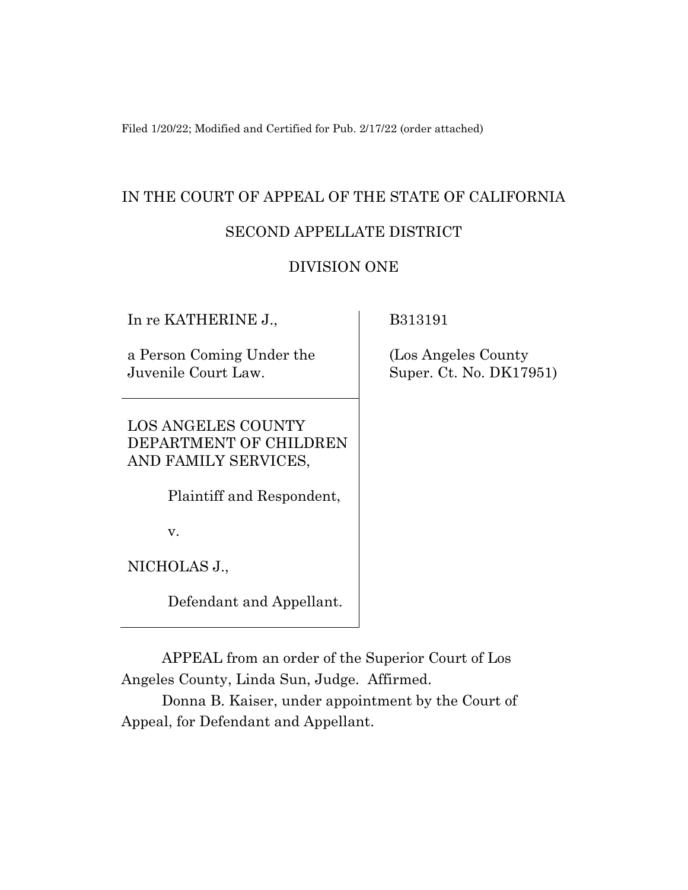Filed 1/20/22; Modified and Certified for Pub. 2/17/22 (order attached)

IN THE COURT OF APPEAL OF THE STATE OF CALIFORNIA

SECOND APPELLATE DISTRICT

DIVISION ONE

| | |
|---|---|
| In re KATHERINE J.,<br><br>a Person Coming Under the Juvenile Court Law. | B313191<br><br>(Los Angeles County Super. Ct. No. DK17951) |
| LOS ANGELES COUNTY DEPARTMENT OF CHILDREN AND FAMILY SERVICES,<br><br>Plaintiff and Respondent,<br><br>v.<br><br>NICHOLAS J.,<br><br>Defendant and Appellant. | |

APPEAL from an order of the Superior Court of Los Angeles County, Linda Sun, Judge. Affirmed.

Donna B. Kaiser, under appointment by the Court of Appeal, for Defendant and Appellant.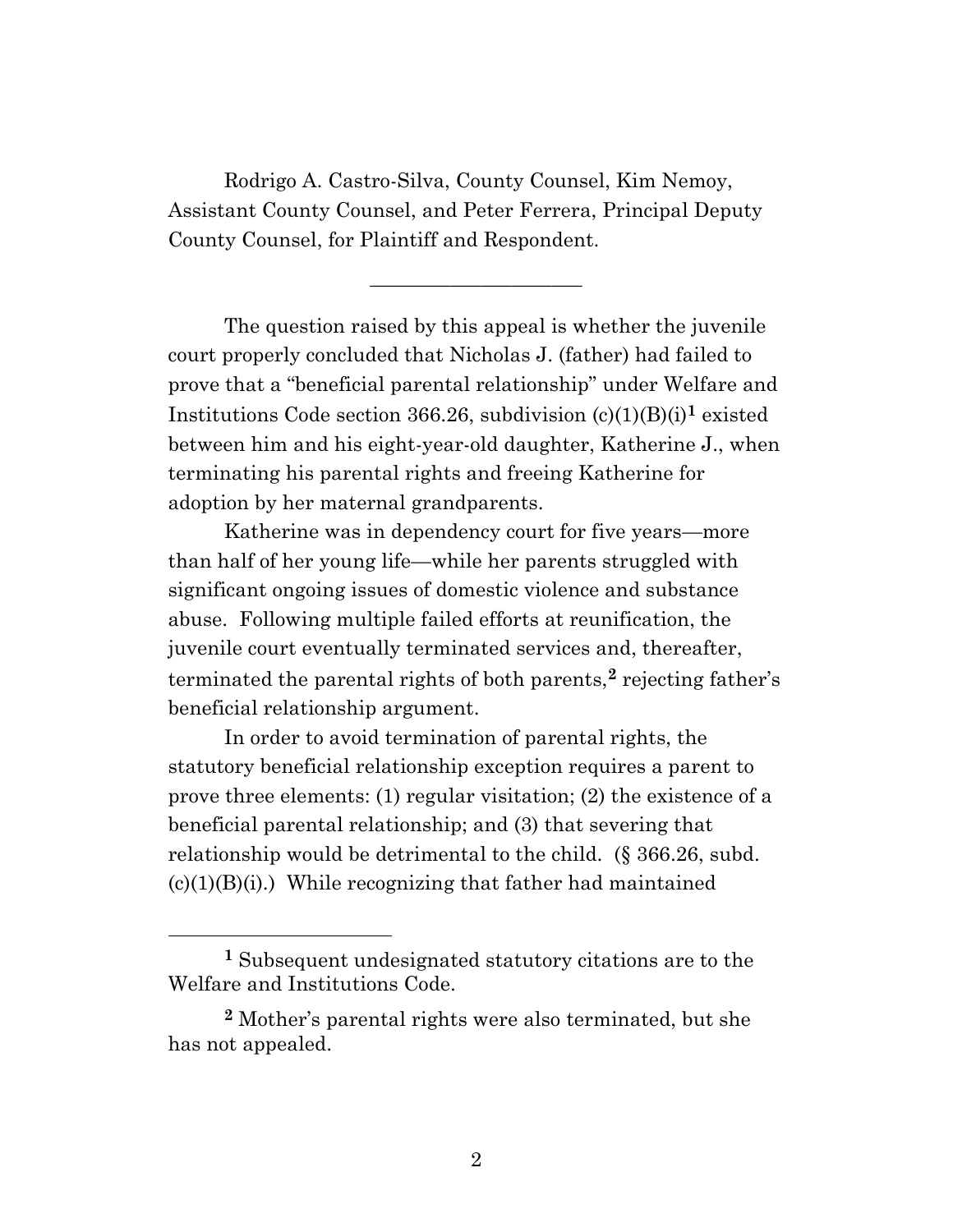Rodrigo A. Castro-Silva, County Counsel, Kim Nemoy, Assistant County Counsel, and Peter Ferrera, Principal Deputy County Counsel, for Plaintiff and Respondent.

---

The question raised by this appeal is whether the juvenile court properly concluded that Nicholas J. (father) had failed to prove that a "beneficial parental relationship" under Welfare and Institutions Code section 366.26, subdivision (c)(1)(B)(i)[1] existed between him and his eight-year-old daughter, Katherine J., when terminating his parental rights and freeing Katherine for adoption by her maternal grandparents.

Katherine was in dependency court for five years—more than half of her young life—while her parents struggled with significant ongoing issues of domestic violence and substance abuse. Following multiple failed efforts at reunification, the juvenile court eventually terminated services and, thereafter, terminated the parental rights of both parents,[2] rejecting father's beneficial relationship argument.

In order to avoid termination of parental rights, the statutory beneficial relationship exception requires a parent to prove three elements: (1) regular visitation; (2) the existence of a beneficial parental relationship; and (3) that severing that relationship would be detrimental to the child. (§ 366.26, subd. (c)(1)(B)(i).) While recognizing that father had maintained

---

[1] Subsequent undesignated statutory citations are to the Welfare and Institutions Code.

[2] Mother's parental rights were also terminated, but she has not appealed.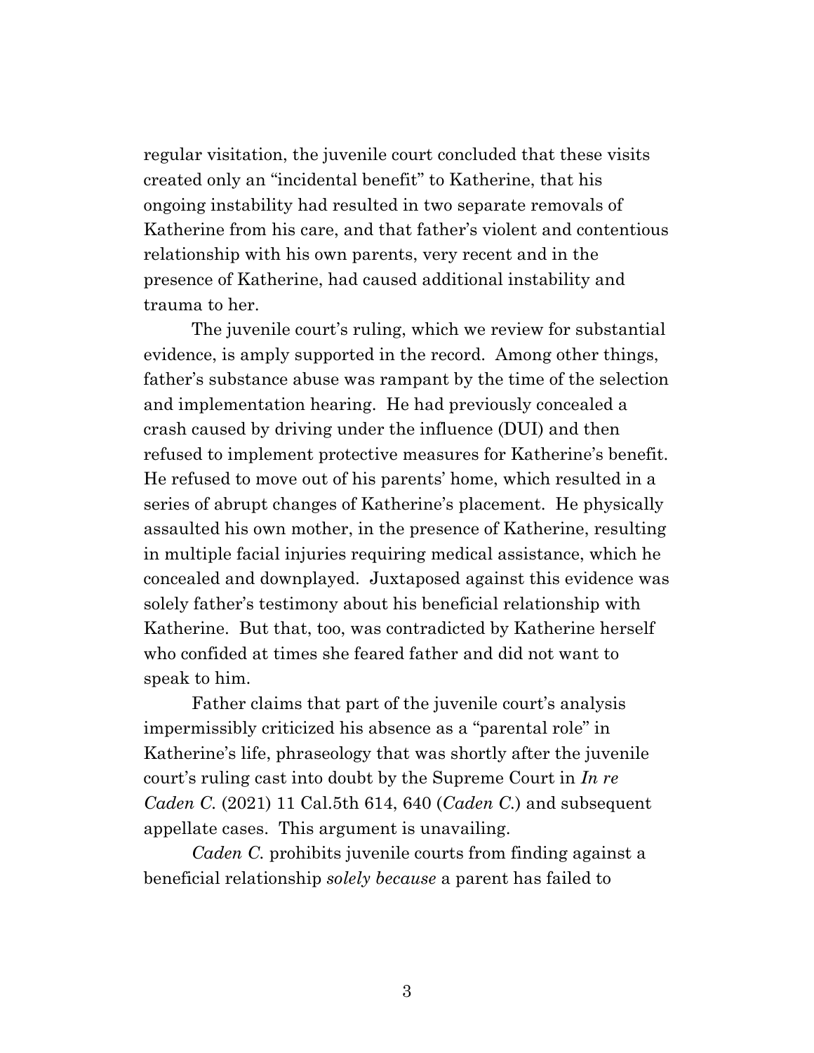regular visitation, the juvenile court concluded that these visits created only an "incidental benefit" to Katherine, that his ongoing instability had resulted in two separate removals of Katherine from his care, and that father's violent and contentious relationship with his own parents, very recent and in the presence of Katherine, had caused additional instability and trauma to her.

The juvenile court's ruling, which we review for substantial evidence, is amply supported in the record. Among other things, father's substance abuse was rampant by the time of the selection and implementation hearing. He had previously concealed a crash caused by driving under the influence (DUI) and then refused to implement protective measures for Katherine's benefit. He refused to move out of his parents' home, which resulted in a series of abrupt changes of Katherine's placement. He physically assaulted his own mother, in the presence of Katherine, resulting in multiple facial injuries requiring medical assistance, which he concealed and downplayed. Juxtaposed against this evidence was solely father's testimony about his beneficial relationship with Katherine. But that, too, was contradicted by Katherine herself who confided at times she feared father and did not want to speak to him.

Father claims that part of the juvenile court's analysis impermissibly criticized his absence as a "parental role" in Katherine's life, phraseology that was shortly after the juvenile court's ruling cast into doubt by the Supreme Court in *In re Caden C.* (2021) 11 Cal.5th 614, 640 (*Caden C.*) and subsequent appellate cases. This argument is unavailing.

*Caden C.* prohibits juvenile courts from finding against a beneficial relationship *solely because* a parent has failed to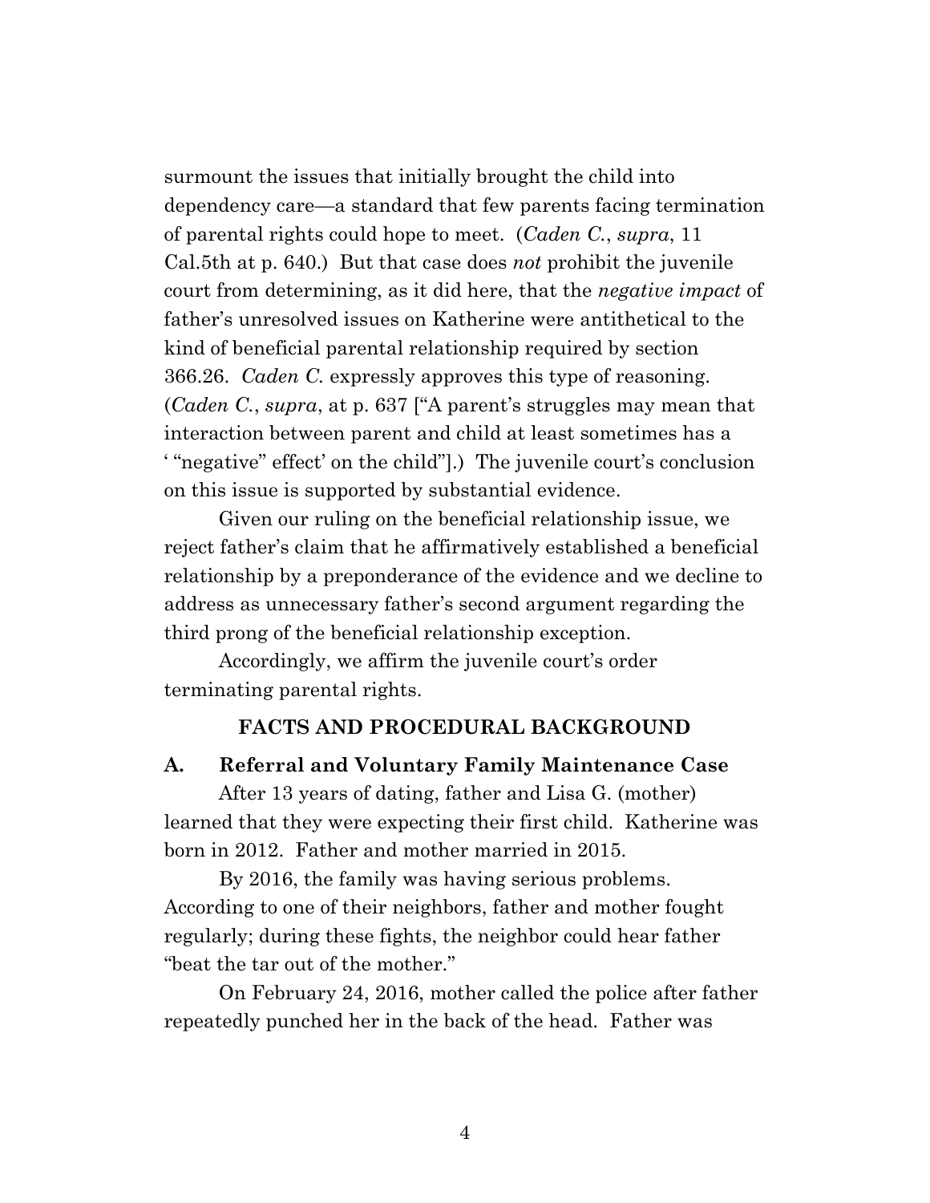surmount the issues that initially brought the child into dependency care—a standard that few parents facing termination of parental rights could hope to meet. (*Caden C.*, *supra*, 11 Cal.5th at p. 640.) But that case does *not* prohibit the juvenile court from determining, as it did here, that the *negative impact* of father's unresolved issues on Katherine were antithetical to the kind of beneficial parental relationship required by section 366.26. *Caden C.* expressly approves this type of reasoning. (*Caden C.*, *supra*, at p. 637 ["A parent's struggles may mean that interaction between parent and child at least sometimes has a ' "negative" effect' on the child"].) The juvenile court's conclusion on this issue is supported by substantial evidence.

Given our ruling on the beneficial relationship issue, we reject father's claim that he affirmatively established a beneficial relationship by a preponderance of the evidence and we decline to address as unnecessary father's second argument regarding the third prong of the beneficial relationship exception.

Accordingly, we affirm the juvenile court's order terminating parental rights.

## FACTS AND PROCEDURAL BACKGROUND

### A. Referral and Voluntary Family Maintenance Case

After 13 years of dating, father and Lisa G. (mother) learned that they were expecting their first child. Katherine was born in 2012. Father and mother married in 2015.

By 2016, the family was having serious problems. According to one of their neighbors, father and mother fought regularly; during these fights, the neighbor could hear father "beat the tar out of the mother."

On February 24, 2016, mother called the police after father repeatedly punched her in the back of the head. Father was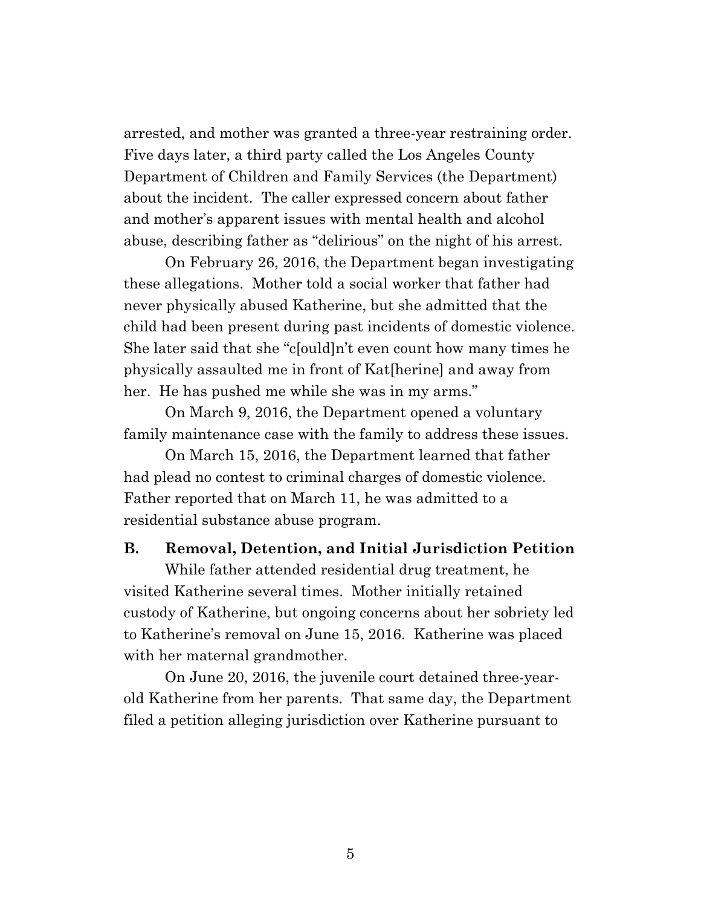arrested, and mother was granted a three-year restraining order. Five days later, a third party called the Los Angeles County Department of Children and Family Services (the Department) about the incident. The caller expressed concern about father and mother's apparent issues with mental health and alcohol abuse, describing father as "delirious" on the night of his arrest.

On February 26, 2016, the Department began investigating these allegations. Mother told a social worker that father had never physically abused Katherine, but she admitted that the child had been present during past incidents of domestic violence. She later said that she "c[ould]n't even count how many times he physically assaulted me in front of Kat[herine] and away from her. He has pushed me while she was in my arms."

On March 9, 2016, the Department opened a voluntary family maintenance case with the family to address these issues.

On March 15, 2016, the Department learned that father had plead no contest to criminal charges of domestic violence. Father reported that on March 11, he was admitted to a residential substance abuse program.

### B. Removal, Detention, and Initial Jurisdiction Petition

While father attended residential drug treatment, he visited Katherine several times. Mother initially retained custody of Katherine, but ongoing concerns about her sobriety led to Katherine's removal on June 15, 2016. Katherine was placed with her maternal grandmother.

On June 20, 2016, the juvenile court detained three-year-old Katherine from her parents. That same day, the Department filed a petition alleging jurisdiction over Katherine pursuant to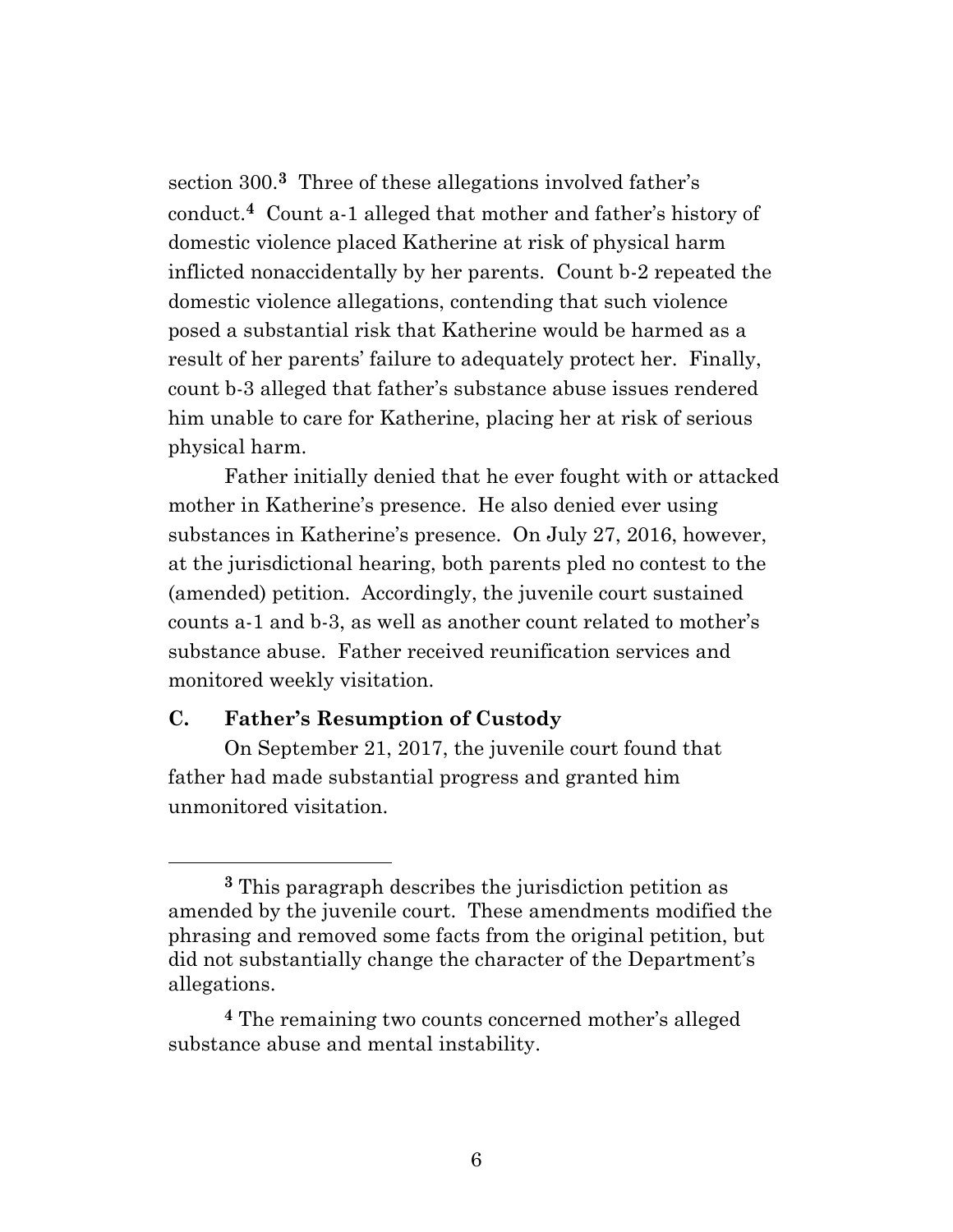section 300.[3] Three of these allegations involved father's conduct.[4] Count a-1 alleged that mother and father's history of domestic violence placed Katherine at risk of physical harm inflicted nonaccidentally by her parents. Count b-2 repeated the domestic violence allegations, contending that such violence posed a substantial risk that Katherine would be harmed as a result of her parents' failure to adequately protect her. Finally, count b-3 alleged that father's substance abuse issues rendered him unable to care for Katherine, placing her at risk of serious physical harm.

Father initially denied that he ever fought with or attacked mother in Katherine's presence. He also denied ever using substances in Katherine's presence. On July 27, 2016, however, at the jurisdictional hearing, both parents pled no contest to the (amended) petition. Accordingly, the juvenile court sustained counts a-1 and b-3, as well as another count related to mother's substance abuse. Father received reunification services and monitored weekly visitation.

### C. Father's Resumption of Custody

On September 21, 2017, the juvenile court found that father had made substantial progress and granted him unmonitored visitation.

---

[3] This paragraph describes the jurisdiction petition as amended by the juvenile court. These amendments modified the phrasing and removed some facts from the original petition, but did not substantially change the character of the Department's allegations.

[4] The remaining two counts concerned mother's alleged substance abuse and mental instability.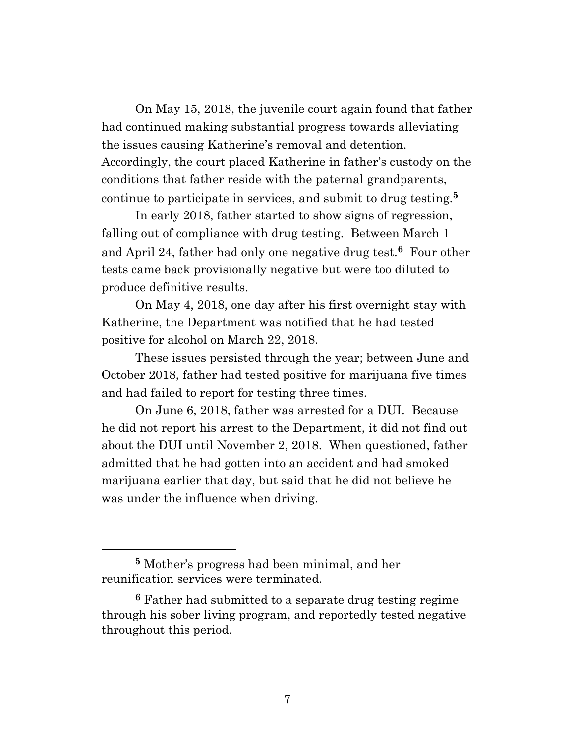On May 15, 2018, the juvenile court again found that father had continued making substantial progress towards alleviating the issues causing Katherine's removal and detention. Accordingly, the court placed Katherine in father's custody on the conditions that father reside with the paternal grandparents, continue to participate in services, and submit to drug testing.[5]

In early 2018, father started to show signs of regression, falling out of compliance with drug testing. Between March 1 and April 24, father had only one negative drug test.[6] Four other tests came back provisionally negative but were too diluted to produce definitive results.

On May 4, 2018, one day after his first overnight stay with Katherine, the Department was notified that he had tested positive for alcohol on March 22, 2018.

These issues persisted through the year; between June and October 2018, father had tested positive for marijuana five times and had failed to report for testing three times.

On June 6, 2018, father was arrested for a DUI. Because he did not report his arrest to the Department, it did not find out about the DUI until November 2, 2018. When questioned, father admitted that he had gotten into an accident and had smoked marijuana earlier that day, but said that he did not believe he was under the influence when driving.

---

[5] Mother's progress had been minimal, and her reunification services were terminated.

[6] Father had submitted to a separate drug testing regime through his sober living program, and reportedly tested negative throughout this period.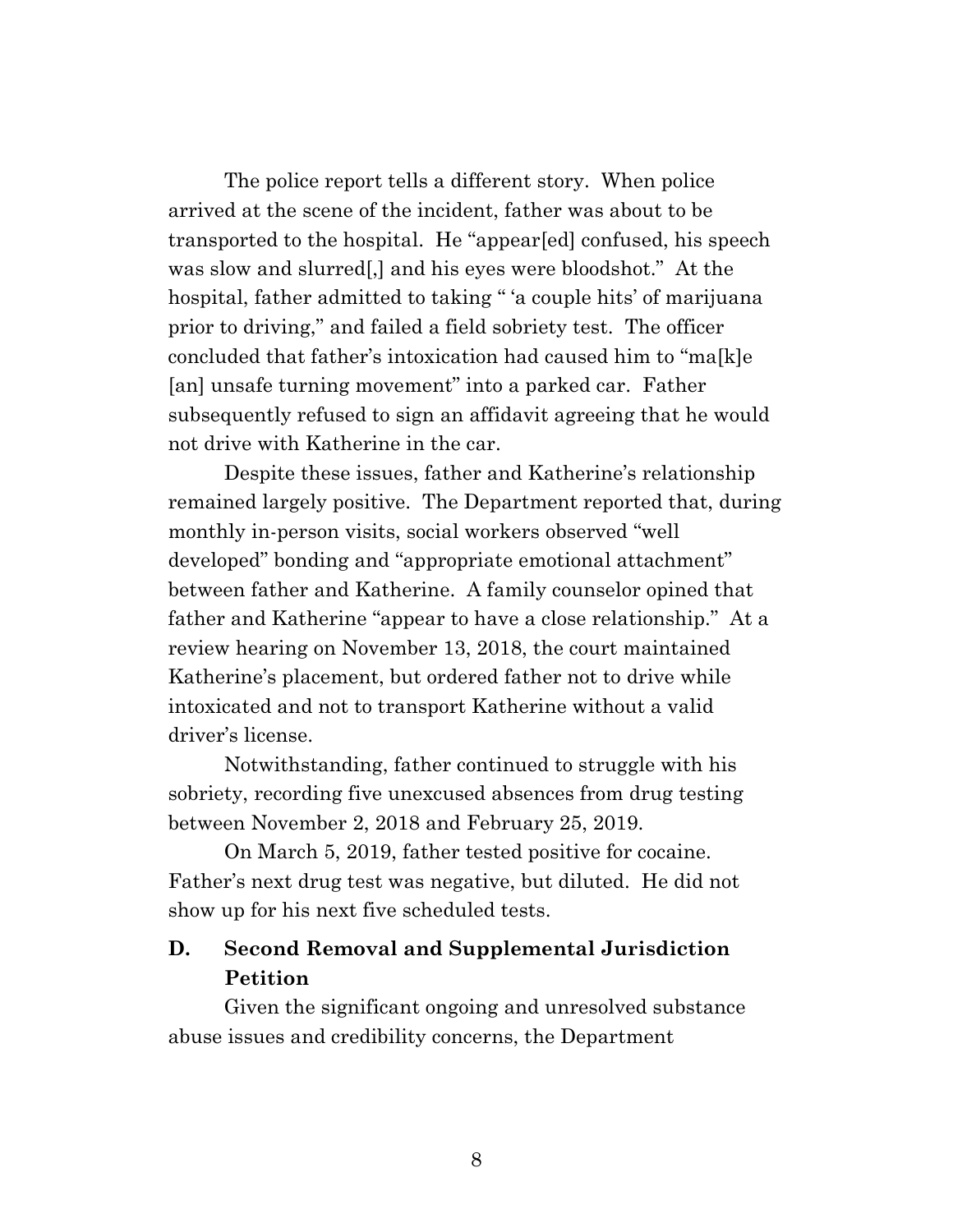The police report tells a different story. When police arrived at the scene of the incident, father was about to be transported to the hospital. He "appear[ed] confused, his speech was slow and slurred[,] and his eyes were bloodshot." At the hospital, father admitted to taking " 'a couple hits' of marijuana prior to driving," and failed a field sobriety test. The officer concluded that father's intoxication had caused him to "ma[k]e [an] unsafe turning movement" into a parked car. Father subsequently refused to sign an affidavit agreeing that he would not drive with Katherine in the car.

Despite these issues, father and Katherine's relationship remained largely positive. The Department reported that, during monthly in-person visits, social workers observed "well developed" bonding and "appropriate emotional attachment" between father and Katherine. A family counselor opined that father and Katherine "appear to have a close relationship." At a review hearing on November 13, 2018, the court maintained Katherine's placement, but ordered father not to drive while intoxicated and not to transport Katherine without a valid driver's license.

Notwithstanding, father continued to struggle with his sobriety, recording five unexcused absences from drug testing between November 2, 2018 and February 25, 2019.

On March 5, 2019, father tested positive for cocaine. Father's next drug test was negative, but diluted. He did not show up for his next five scheduled tests.

### D. Second Removal and Supplemental Jurisdiction Petition

Given the significant ongoing and unresolved substance abuse issues and credibility concerns, the Department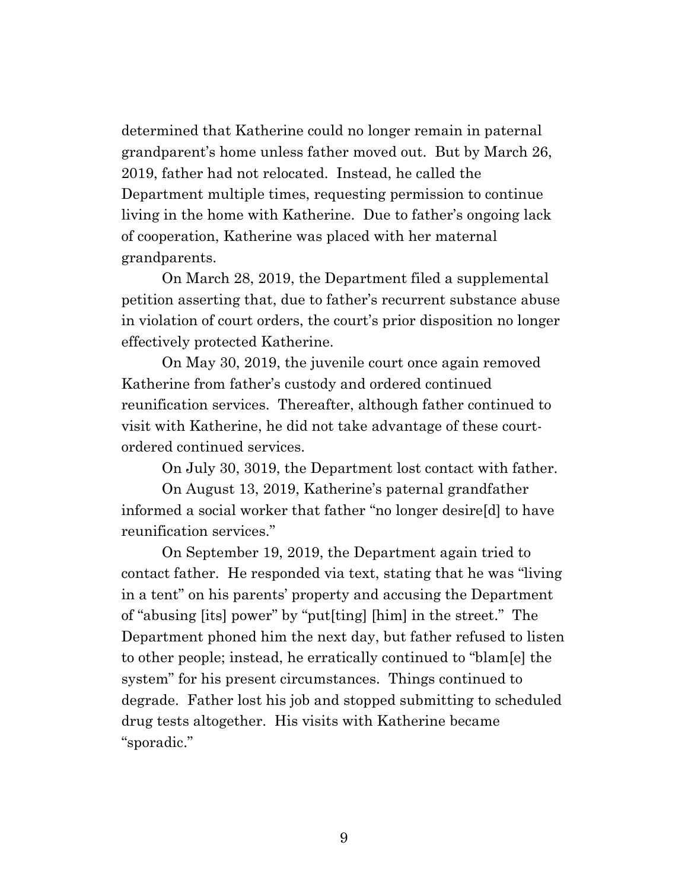determined that Katherine could no longer remain in paternal grandparent's home unless father moved out. But by March 26, 2019, father had not relocated. Instead, he called the Department multiple times, requesting permission to continue living in the home with Katherine. Due to father's ongoing lack of cooperation, Katherine was placed with her maternal grandparents.

On March 28, 2019, the Department filed a supplemental petition asserting that, due to father's recurrent substance abuse in violation of court orders, the court's prior disposition no longer effectively protected Katherine.

On May 30, 2019, the juvenile court once again removed Katherine from father's custody and ordered continued reunification services. Thereafter, although father continued to visit with Katherine, he did not take advantage of these court-ordered continued services.

On July 30, 3019, the Department lost contact with father.

On August 13, 2019, Katherine's paternal grandfather informed a social worker that father "no longer desire[d] to have reunification services."

On September 19, 2019, the Department again tried to contact father. He responded via text, stating that he was "living in a tent" on his parents' property and accusing the Department of "abusing [its] power" by "put[ting] [him] in the street." The Department phoned him the next day, but father refused to listen to other people; instead, he erratically continued to "blam[e] the system" for his present circumstances. Things continued to degrade. Father lost his job and stopped submitting to scheduled drug tests altogether. His visits with Katherine became "sporadic."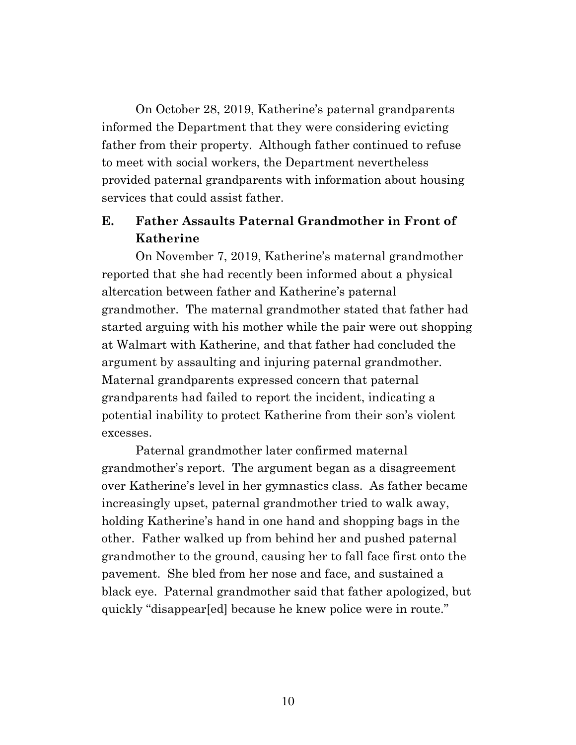On October 28, 2019, Katherine's paternal grandparents informed the Department that they were considering evicting father from their property. Although father continued to refuse to meet with social workers, the Department nevertheless provided paternal grandparents with information about housing services that could assist father.

### E. Father Assaults Paternal Grandmother in Front of Katherine

On November 7, 2019, Katherine's maternal grandmother reported that she had recently been informed about a physical altercation between father and Katherine's paternal grandmother. The maternal grandmother stated that father had started arguing with his mother while the pair were out shopping at Walmart with Katherine, and that father had concluded the argument by assaulting and injuring paternal grandmother. Maternal grandparents expressed concern that paternal grandparents had failed to report the incident, indicating a potential inability to protect Katherine from their son's violent excesses.

Paternal grandmother later confirmed maternal grandmother's report. The argument began as a disagreement over Katherine's level in her gymnastics class. As father became increasingly upset, paternal grandmother tried to walk away, holding Katherine's hand in one hand and shopping bags in the other. Father walked up from behind her and pushed paternal grandmother to the ground, causing her to fall face first onto the pavement. She bled from her nose and face, and sustained a black eye. Paternal grandmother said that father apologized, but quickly "disappear[ed] because he knew police were in route."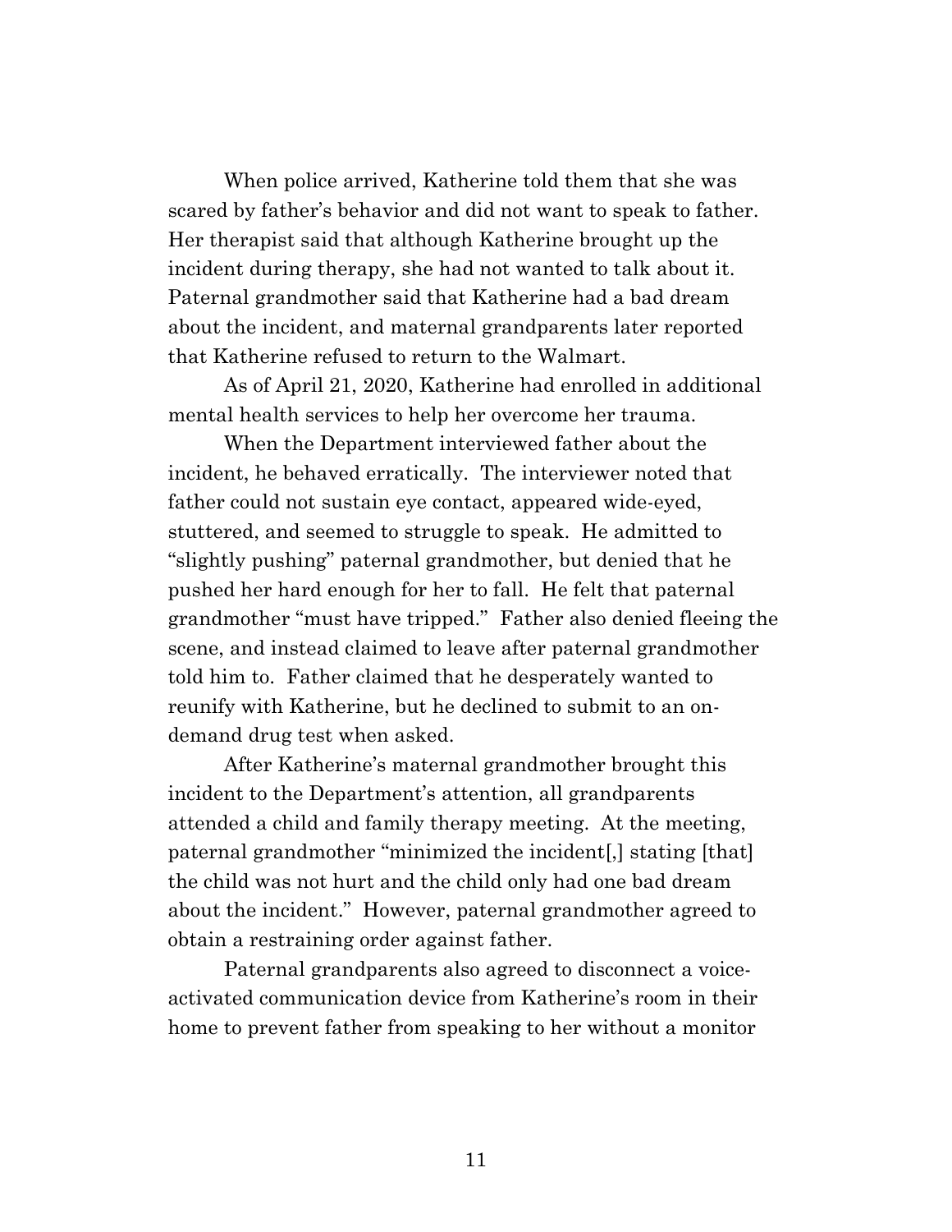When police arrived, Katherine told them that she was scared by father's behavior and did not want to speak to father. Her therapist said that although Katherine brought up the incident during therapy, she had not wanted to talk about it. Paternal grandmother said that Katherine had a bad dream about the incident, and maternal grandparents later reported that Katherine refused to return to the Walmart.

As of April 21, 2020, Katherine had enrolled in additional mental health services to help her overcome her trauma.

When the Department interviewed father about the incident, he behaved erratically. The interviewer noted that father could not sustain eye contact, appeared wide-eyed, stuttered, and seemed to struggle to speak. He admitted to "slightly pushing" paternal grandmother, but denied that he pushed her hard enough for her to fall. He felt that paternal grandmother "must have tripped." Father also denied fleeing the scene, and instead claimed to leave after paternal grandmother told him to. Father claimed that he desperately wanted to reunify with Katherine, but he declined to submit to an on-demand drug test when asked.

After Katherine's maternal grandmother brought this incident to the Department's attention, all grandparents attended a child and family therapy meeting. At the meeting, paternal grandmother "minimized the incident[,] stating [that] the child was not hurt and the child only had one bad dream about the incident." However, paternal grandmother agreed to obtain a restraining order against father.

Paternal grandparents also agreed to disconnect a voice-activated communication device from Katherine's room in their home to prevent father from speaking to her without a monitor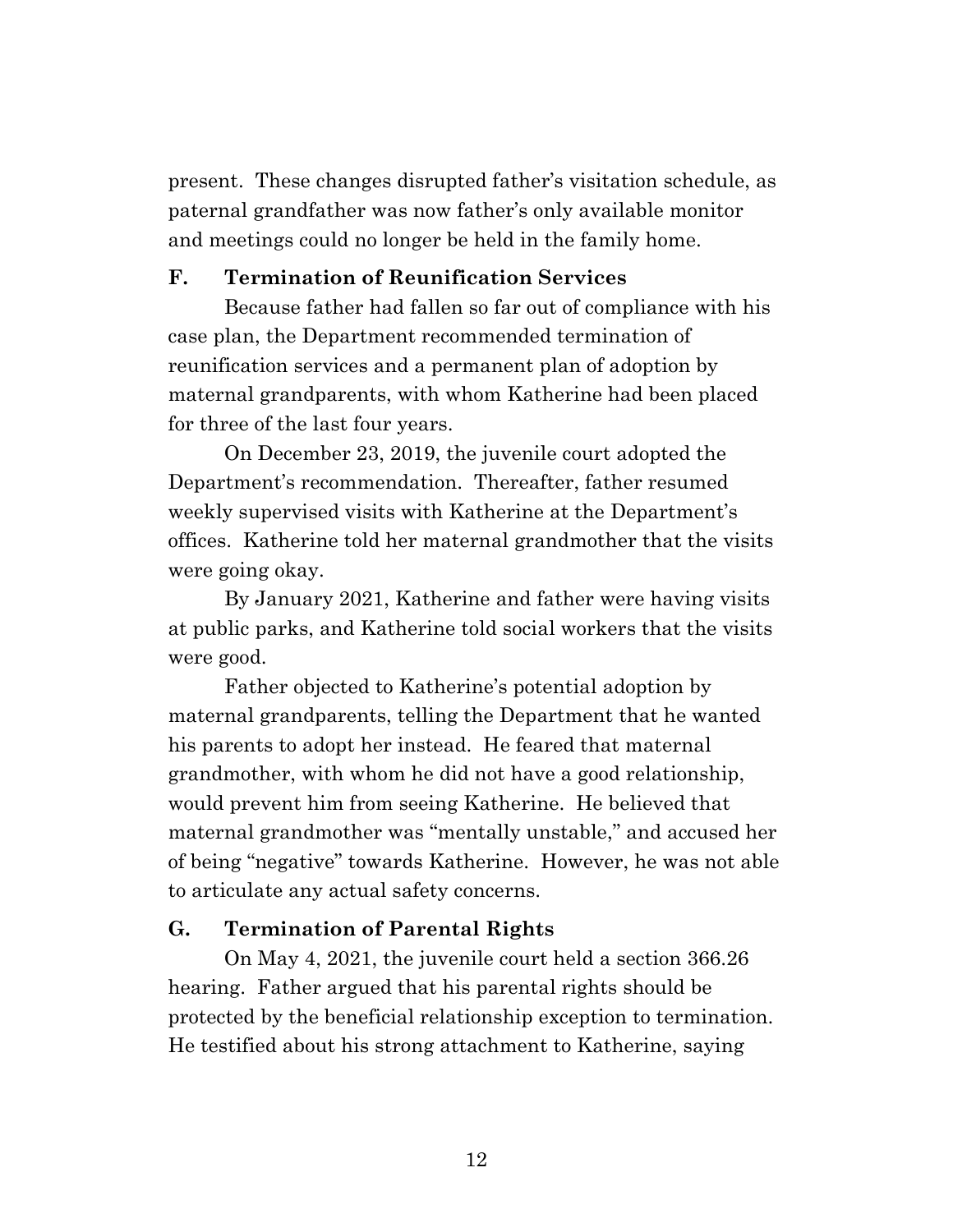present. These changes disrupted father's visitation schedule, as paternal grandfather was now father's only available monitor and meetings could no longer be held in the family home.

### F. Termination of Reunification Services

Because father had fallen so far out of compliance with his case plan, the Department recommended termination of reunification services and a permanent plan of adoption by maternal grandparents, with whom Katherine had been placed for three of the last four years.

On December 23, 2019, the juvenile court adopted the Department's recommendation. Thereafter, father resumed weekly supervised visits with Katherine at the Department's offices. Katherine told her maternal grandmother that the visits were going okay.

By January 2021, Katherine and father were having visits at public parks, and Katherine told social workers that the visits were good.

Father objected to Katherine's potential adoption by maternal grandparents, telling the Department that he wanted his parents to adopt her instead. He feared that maternal grandmother, with whom he did not have a good relationship, would prevent him from seeing Katherine. He believed that maternal grandmother was "mentally unstable," and accused her of being "negative" towards Katherine. However, he was not able to articulate any actual safety concerns.

### G. Termination of Parental Rights

On May 4, 2021, the juvenile court held a section 366.26 hearing. Father argued that his parental rights should be protected by the beneficial relationship exception to termination. He testified about his strong attachment to Katherine, saying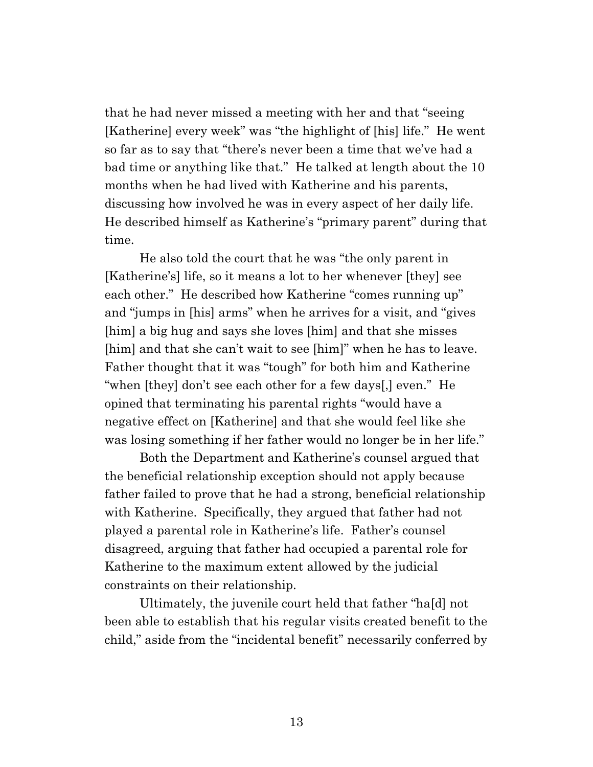that he had never missed a meeting with her and that "seeing [Katherine] every week" was "the highlight of [his] life." He went so far as to say that "there's never been a time that we've had a bad time or anything like that." He talked at length about the 10 months when he had lived with Katherine and his parents, discussing how involved he was in every aspect of her daily life. He described himself as Katherine's "primary parent" during that time.

He also told the court that he was "the only parent in [Katherine's] life, so it means a lot to her whenever [they] see each other." He described how Katherine "comes running up" and "jumps in [his] arms" when he arrives for a visit, and "gives [him] a big hug and says she loves [him] and that she misses [him] and that she can't wait to see [him]" when he has to leave. Father thought that it was "tough" for both him and Katherine "when [they] don't see each other for a few days[,] even." He opined that terminating his parental rights "would have a negative effect on [Katherine] and that she would feel like she was losing something if her father would no longer be in her life."

Both the Department and Katherine's counsel argued that the beneficial relationship exception should not apply because father failed to prove that he had a strong, beneficial relationship with Katherine. Specifically, they argued that father had not played a parental role in Katherine's life. Father's counsel disagreed, arguing that father had occupied a parental role for Katherine to the maximum extent allowed by the judicial constraints on their relationship.

Ultimately, the juvenile court held that father "ha[d] not been able to establish that his regular visits created benefit to the child," aside from the "incidental benefit" necessarily conferred by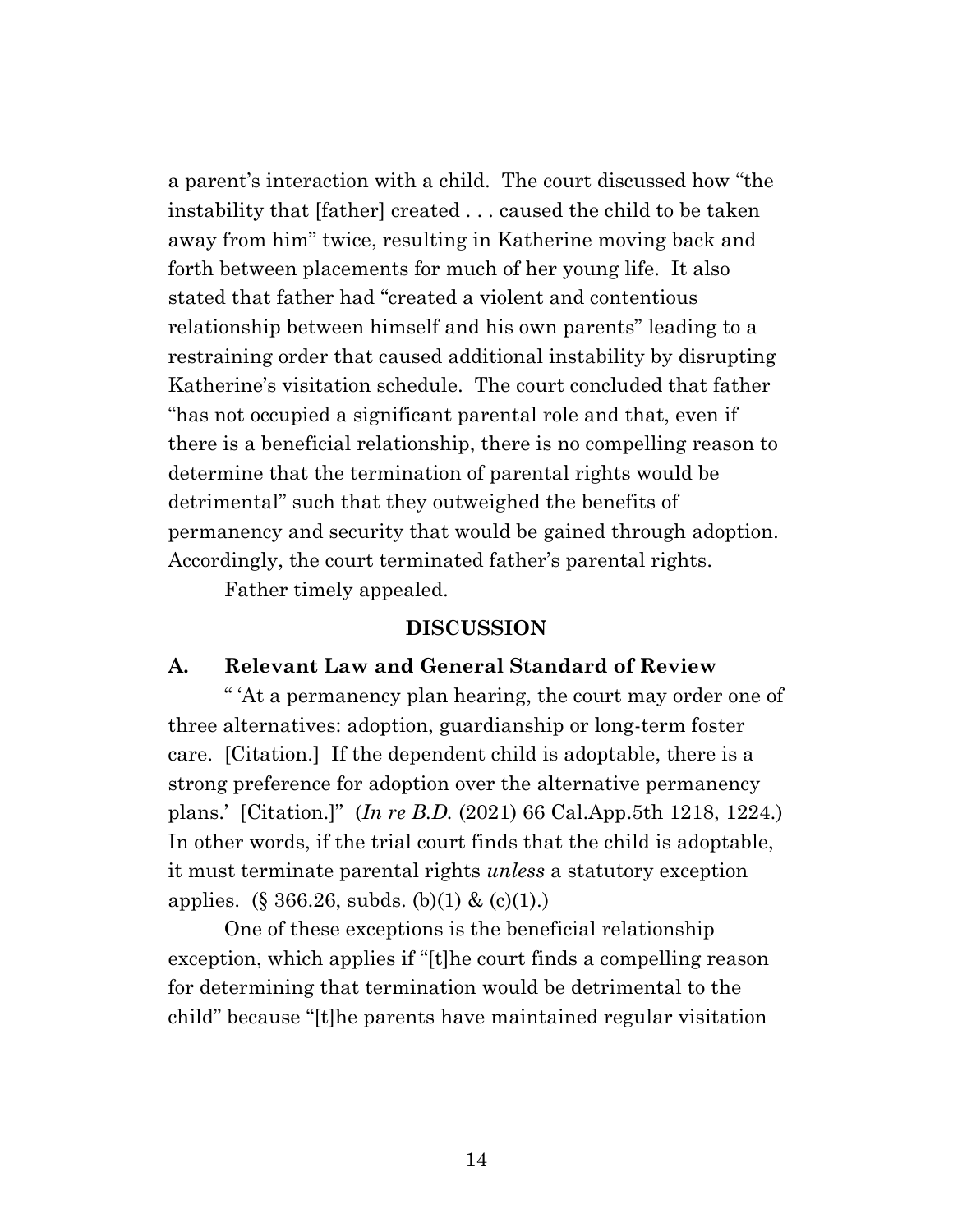a parent's interaction with a child. The court discussed how "the instability that [father] created . . . caused the child to be taken away from him" twice, resulting in Katherine moving back and forth between placements for much of her young life. It also stated that father had "created a violent and contentious relationship between himself and his own parents" leading to a restraining order that caused additional instability by disrupting Katherine's visitation schedule. The court concluded that father "has not occupied a significant parental role and that, even if there is a beneficial relationship, there is no compelling reason to determine that the termination of parental rights would be detrimental" such that they outweighed the benefits of permanency and security that would be gained through adoption. Accordingly, the court terminated father's parental rights.

Father timely appealed.

## DISCUSSION

### A. Relevant Law and General Standard of Review

" 'At a permanency plan hearing, the court may order one of three alternatives: adoption, guardianship or long-term foster care. [Citation.] If the dependent child is adoptable, there is a strong preference for adoption over the alternative permanency plans.' [Citation.]" (*In re B.D.* (2021) 66 Cal.App.5th 1218, 1224.) In other words, if the trial court finds that the child is adoptable, it must terminate parental rights *unless* a statutory exception applies. (§ 366.26, subds. (b)(1) & (c)(1).)

One of these exceptions is the beneficial relationship exception, which applies if "[t]he court finds a compelling reason for determining that termination would be detrimental to the child" because "[t]he parents have maintained regular visitation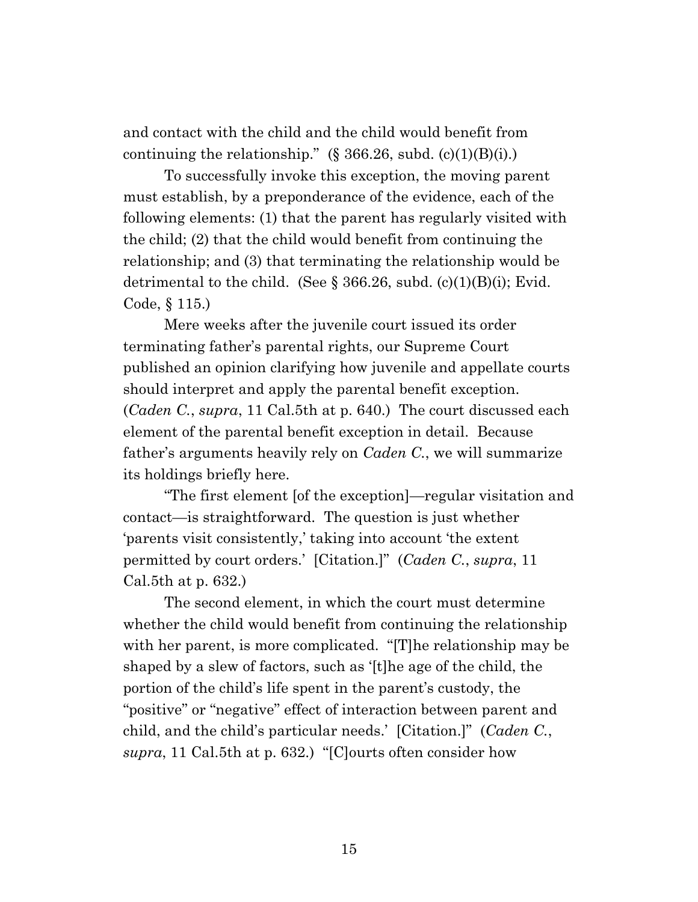and contact with the child and the child would benefit from continuing the relationship." (§ 366.26, subd. (c)(1)(B)(i).)

To successfully invoke this exception, the moving parent must establish, by a preponderance of the evidence, each of the following elements: (1) that the parent has regularly visited with the child; (2) that the child would benefit from continuing the relationship; and (3) that terminating the relationship would be detrimental to the child. (See § 366.26, subd. (c)(1)(B)(i); Evid. Code, § 115.)

Mere weeks after the juvenile court issued its order terminating father's parental rights, our Supreme Court published an opinion clarifying how juvenile and appellate courts should interpret and apply the parental benefit exception. (*Caden C.*, *supra*, 11 Cal.5th at p. 640.) The court discussed each element of the parental benefit exception in detail. Because father's arguments heavily rely on *Caden C.*, we will summarize its holdings briefly here.

"The first element [of the exception]—regular visitation and contact—is straightforward. The question is just whether 'parents visit consistently,' taking into account 'the extent permitted by court orders.' [Citation.]" (*Caden C.*, *supra*, 11 Cal.5th at p. 632.)

The second element, in which the court must determine whether the child would benefit from continuing the relationship with her parent, is more complicated. "[T]he relationship may be shaped by a slew of factors, such as '[t]he age of the child, the portion of the child's life spent in the parent's custody, the "positive" or "negative" effect of interaction between parent and child, and the child's particular needs.' [Citation.]" (*Caden C.*, *supra*, 11 Cal.5th at p. 632.) "[C]ourts often consider how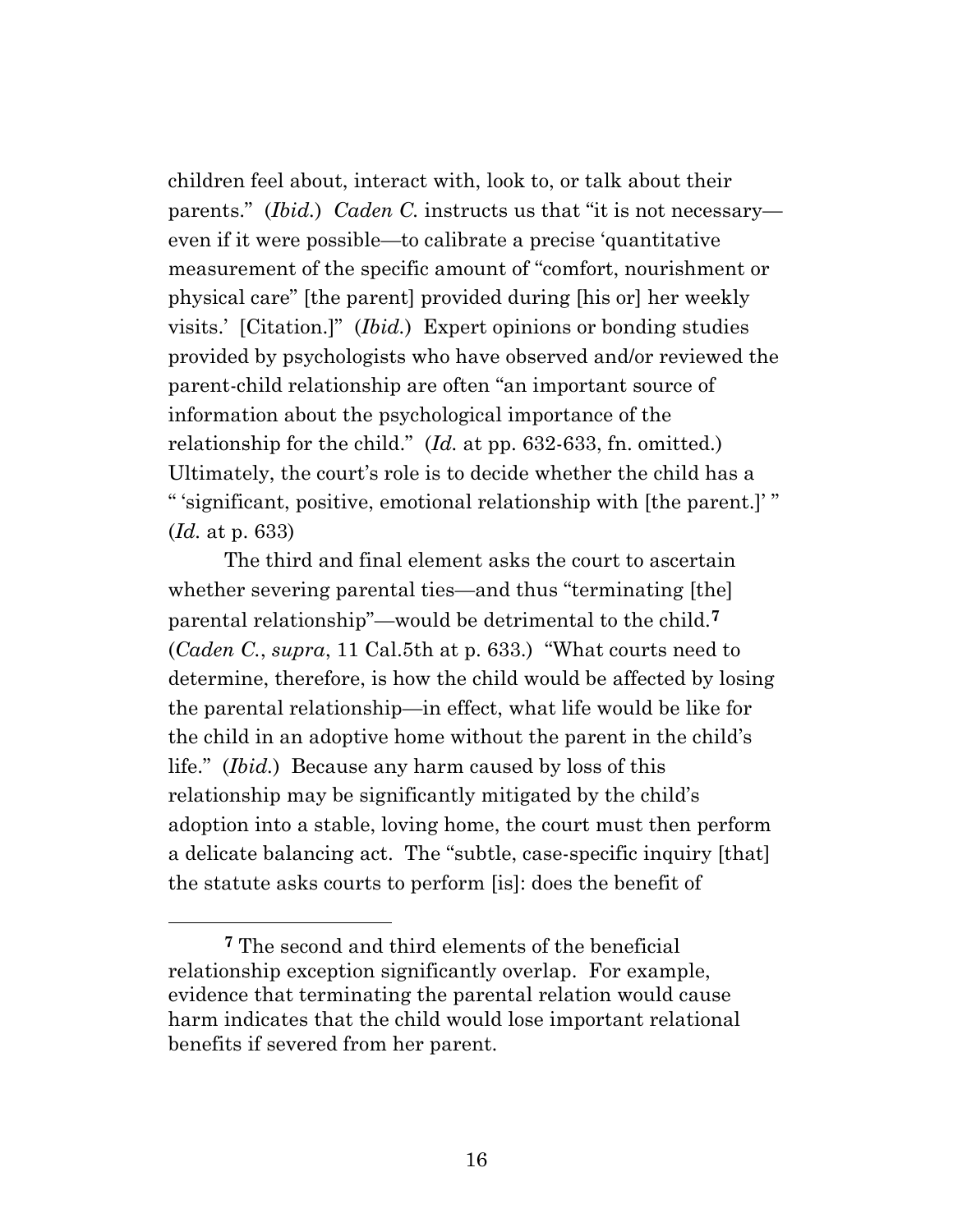children feel about, interact with, look to, or talk about their parents." (*Ibid.*) *Caden C.* instructs us that "it is not necessary—even if it were possible—to calibrate a precise 'quantitative measurement of the specific amount of "comfort, nourishment or physical care" [the parent] provided during [his or] her weekly visits.' [Citation.]" (*Ibid.*) Expert opinions or bonding studies provided by psychologists who have observed and/or reviewed the parent-child relationship are often "an important source of information about the psychological importance of the relationship for the child." (*Id.* at pp. 632-633, fn. omitted.) Ultimately, the court's role is to decide whether the child has a " 'significant, positive, emotional relationship with [the parent.]' " (*Id.* at p. 633)

The third and final element asks the court to ascertain whether severing parental ties—and thus "terminating [the] parental relationship"—would be detrimental to the child.[7] (*Caden C.*, *supra*, 11 Cal.5th at p. 633.) "What courts need to determine, therefore, is how the child would be affected by losing the parental relationship—in effect, what life would be like for the child in an adoptive home without the parent in the child's life." (*Ibid.*) Because any harm caused by loss of this relationship may be significantly mitigated by the child's adoption into a stable, loving home, the court must then perform a delicate balancing act. The "subtle, case-specific inquiry [that] the statute asks courts to perform [is]: does the benefit of

---

[7] The second and third elements of the beneficial relationship exception significantly overlap. For example, evidence that terminating the parental relation would cause harm indicates that the child would lose important relational benefits if severed from her parent.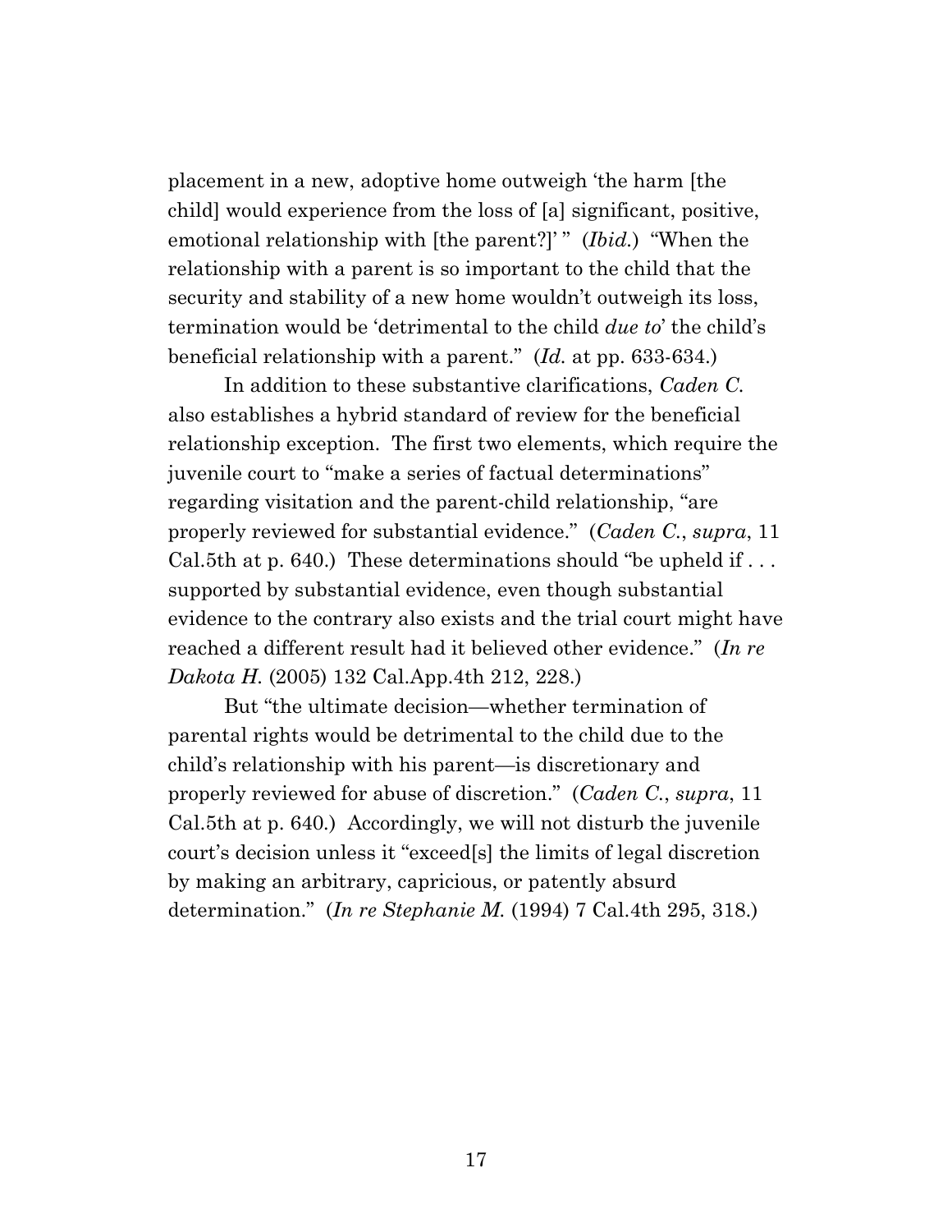placement in a new, adoptive home outweigh 'the harm [the child] would experience from the loss of [a] significant, positive, emotional relationship with [the parent?]' " (*Ibid.*) "When the relationship with a parent is so important to the child that the security and stability of a new home wouldn't outweigh its loss, termination would be 'detrimental to the child *due to*' the child's beneficial relationship with a parent." (*Id.* at pp. 633-634.)

In addition to these substantive clarifications, *Caden C.* also establishes a hybrid standard of review for the beneficial relationship exception. The first two elements, which require the juvenile court to "make a series of factual determinations" regarding visitation and the parent-child relationship, "are properly reviewed for substantial evidence." (*Caden C.*, *supra*, 11 Cal.5th at p. 640.) These determinations should "be upheld if . . . supported by substantial evidence, even though substantial evidence to the contrary also exists and the trial court might have reached a different result had it believed other evidence." (*In re Dakota H.* (2005) 132 Cal.App.4th 212, 228.)

But "the ultimate decision—whether termination of parental rights would be detrimental to the child due to the child's relationship with his parent—is discretionary and properly reviewed for abuse of discretion." (*Caden C.*, *supra*, 11 Cal.5th at p. 640.) Accordingly, we will not disturb the juvenile court's decision unless it "exceed[s] the limits of legal discretion by making an arbitrary, capricious, or patently absurd determination." (*In re Stephanie M.* (1994) 7 Cal.4th 295, 318.)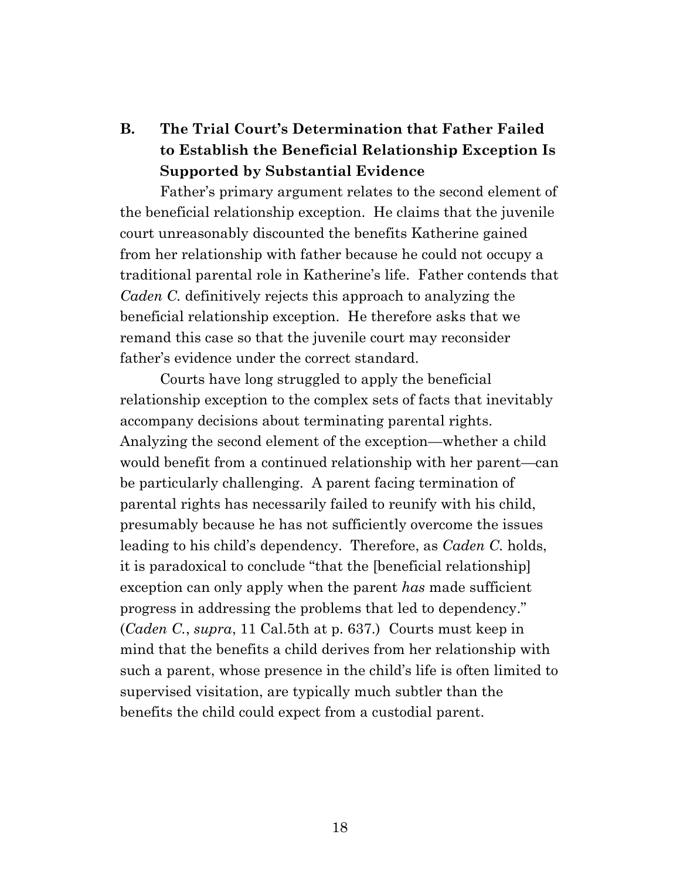### B. The Trial Court's Determination that Father Failed to Establish the Beneficial Relationship Exception Is Supported by Substantial Evidence

Father's primary argument relates to the second element of the beneficial relationship exception. He claims that the juvenile court unreasonably discounted the benefits Katherine gained from her relationship with father because he could not occupy a traditional parental role in Katherine's life. Father contends that *Caden C.* definitively rejects this approach to analyzing the beneficial relationship exception. He therefore asks that we remand this case so that the juvenile court may reconsider father's evidence under the correct standard.

Courts have long struggled to apply the beneficial relationship exception to the complex sets of facts that inevitably accompany decisions about terminating parental rights. Analyzing the second element of the exception—whether a child would benefit from a continued relationship with her parent—can be particularly challenging. A parent facing termination of parental rights has necessarily failed to reunify with his child, presumably because he has not sufficiently overcome the issues leading to his child's dependency. Therefore, as *Caden C.* holds, it is paradoxical to conclude "that the [beneficial relationship] exception can only apply when the parent *has* made sufficient progress in addressing the problems that led to dependency." (*Caden C.*, *supra*, 11 Cal.5th at p. 637.) Courts must keep in mind that the benefits a child derives from her relationship with such a parent, whose presence in the child's life is often limited to supervised visitation, are typically much subtler than the benefits the child could expect from a custodial parent.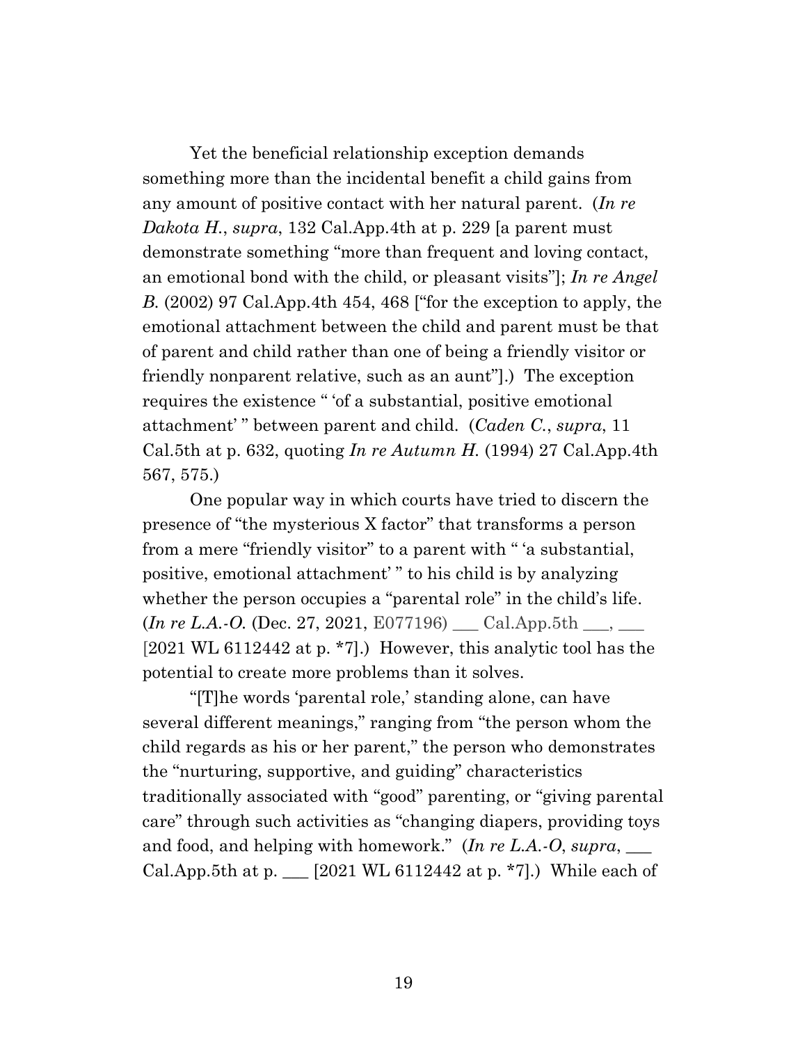Yet the beneficial relationship exception demands something more than the incidental benefit a child gains from any amount of positive contact with her natural parent. (*In re Dakota H.*, *supra*, 132 Cal.App.4th at p. 229 [a parent must demonstrate something "more than frequent and loving contact, an emotional bond with the child, or pleasant visits"]; *In re Angel B.* (2002) 97 Cal.App.4th 454, 468 ["for the exception to apply, the emotional attachment between the child and parent must be that of parent and child rather than one of being a friendly visitor or friendly nonparent relative, such as an aunt"].) The exception requires the existence " 'of a substantial, positive emotional attachment' " between parent and child. (*Caden C.*, *supra*, 11 Cal.5th at p. 632, quoting *In re Autumn H.* (1994) 27 Cal.App.4th 567, 575.)

One popular way in which courts have tried to discern the presence of "the mysterious X factor" that transforms a person from a mere "friendly visitor" to a parent with " 'a substantial, positive, emotional attachment' " to his child is by analyzing whether the person occupies a "parental role" in the child's life. (*In re L.A.-O.* (Dec. 27, 2021, E077196) ___ Cal.App.5th ___, ___ [2021 WL 6112442 at p. *7].) However, this analytic tool has the potential to create more problems than it solves.

"[T]he words 'parental role,' standing alone, can have several different meanings," ranging from "the person whom the child regards as his or her parent," the person who demonstrates the "nurturing, supportive, and guiding" characteristics traditionally associated with "good" parenting, or "giving parental care" through such activities as "changing diapers, providing toys and food, and helping with homework." (*In re L.A.-O*, *supra*, ___ Cal.App.5th at p. ___ [2021 WL 6112442 at p. *7].) While each of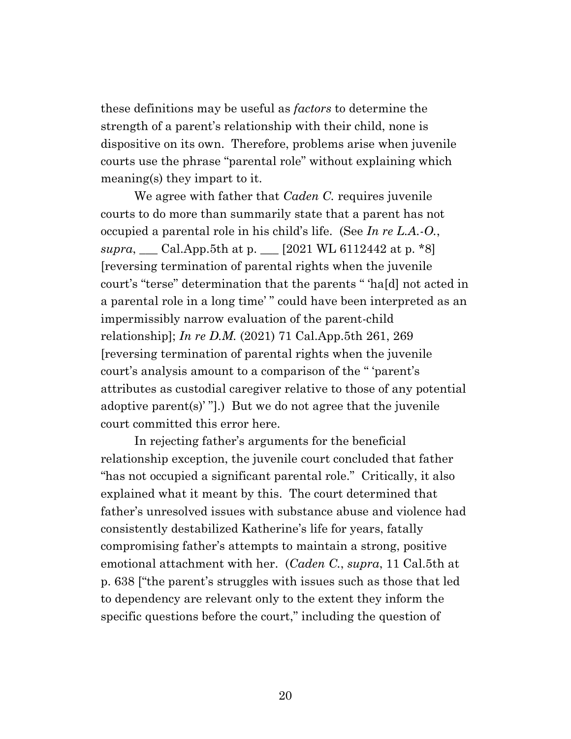these definitions may be useful as *factors* to determine the strength of a parent's relationship with their child, none is dispositive on its own. Therefore, problems arise when juvenile courts use the phrase "parental role" without explaining which meaning(s) they impart to it.

We agree with father that *Caden C.* requires juvenile courts to do more than summarily state that a parent has not occupied a parental role in his child's life. (See *In re L.A.-O.*, *supra*, ___ Cal.App.5th at p. ___ [2021 WL 6112442 at p. *8] [reversing termination of parental rights when the juvenile court's "terse" determination that the parents " 'ha[d] not acted in a parental role in a long time' " could have been interpreted as an impermissibly narrow evaluation of the parent-child relationship]; *In re D.M.* (2021) 71 Cal.App.5th 261, 269 [reversing termination of parental rights when the juvenile court's analysis amount to a comparison of the " 'parent's attributes as custodial caregiver relative to those of any potential adoptive parent(s)' "].) But we do not agree that the juvenile court committed this error here.

In rejecting father's arguments for the beneficial relationship exception, the juvenile court concluded that father "has not occupied a significant parental role." Critically, it also explained what it meant by this. The court determined that father's unresolved issues with substance abuse and violence had consistently destabilized Katherine's life for years, fatally compromising father's attempts to maintain a strong, positive emotional attachment with her. (*Caden C.*, *supra*, 11 Cal.5th at p. 638 ["the parent's struggles with issues such as those that led to dependency are relevant only to the extent they inform the specific questions before the court," including the question of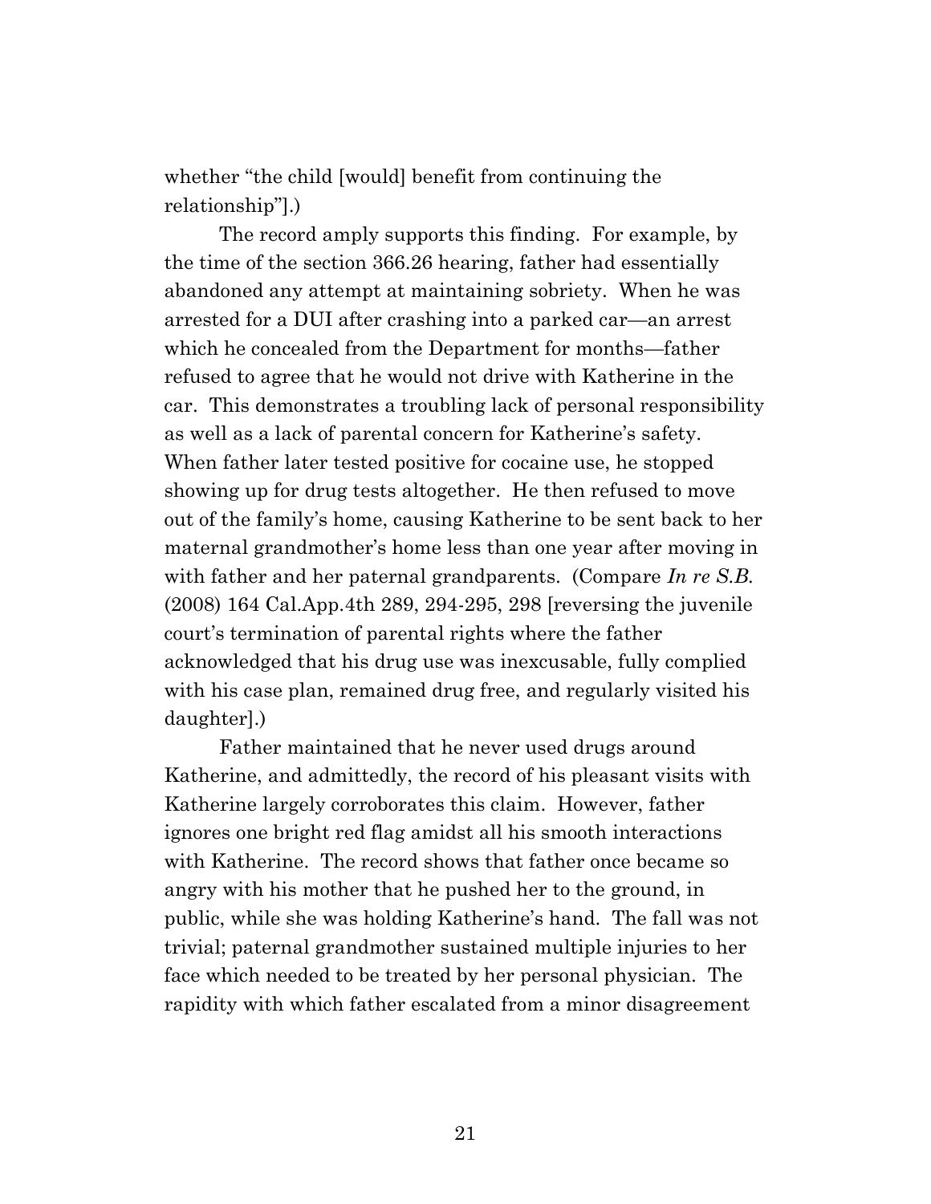whether "the child [would] benefit from continuing the relationship"].)

The record amply supports this finding. For example, by the time of the section 366.26 hearing, father had essentially abandoned any attempt at maintaining sobriety. When he was arrested for a DUI after crashing into a parked car—an arrest which he concealed from the Department for months—father refused to agree that he would not drive with Katherine in the car. This demonstrates a troubling lack of personal responsibility as well as a lack of parental concern for Katherine's safety. When father later tested positive for cocaine use, he stopped showing up for drug tests altogether. He then refused to move out of the family's home, causing Katherine to be sent back to her maternal grandmother's home less than one year after moving in with father and her paternal grandparents. (Compare *In re S.B.* (2008) 164 Cal.App.4th 289, 294-295, 298 [reversing the juvenile court's termination of parental rights where the father acknowledged that his drug use was inexcusable, fully complied with his case plan, remained drug free, and regularly visited his daughter].)

Father maintained that he never used drugs around Katherine, and admittedly, the record of his pleasant visits with Katherine largely corroborates this claim. However, father ignores one bright red flag amidst all his smooth interactions with Katherine. The record shows that father once became so angry with his mother that he pushed her to the ground, in public, while she was holding Katherine's hand. The fall was not trivial; paternal grandmother sustained multiple injuries to her face which needed to be treated by her personal physician. The rapidity with which father escalated from a minor disagreement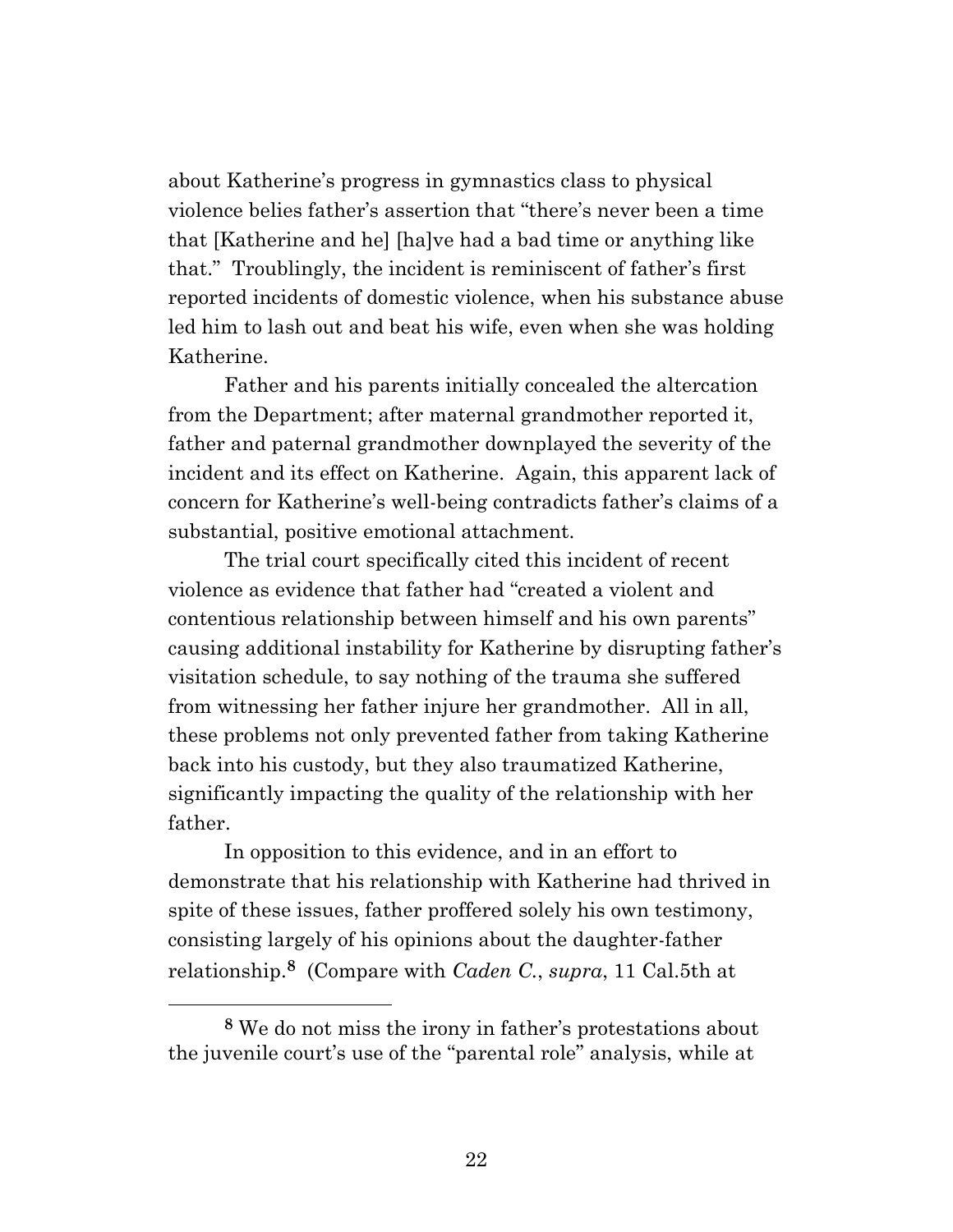about Katherine's progress in gymnastics class to physical violence belies father's assertion that "there's never been a time that [Katherine and he] [ha]ve had a bad time or anything like that." Troublingly, the incident is reminiscent of father's first reported incidents of domestic violence, when his substance abuse led him to lash out and beat his wife, even when she was holding Katherine.

Father and his parents initially concealed the altercation from the Department; after maternal grandmother reported it, father and paternal grandmother downplayed the severity of the incident and its effect on Katherine. Again, this apparent lack of concern for Katherine's well-being contradicts father's claims of a substantial, positive emotional attachment.

The trial court specifically cited this incident of recent violence as evidence that father had "created a violent and contentious relationship between himself and his own parents" causing additional instability for Katherine by disrupting father's visitation schedule, to say nothing of the trauma she suffered from witnessing her father injure her grandmother. All in all, these problems not only prevented father from taking Katherine back into his custody, but they also traumatized Katherine, significantly impacting the quality of the relationship with her father.

In opposition to this evidence, and in an effort to demonstrate that his relationship with Katherine had thrived in spite of these issues, father proffered solely his own testimony, consisting largely of his opinions about the daughter-father relationship.[8] (Compare with *Caden C.*, *supra*, 11 Cal.5th at

[8] We do not miss the irony in father's protestations about the juvenile court's use of the "parental role" analysis, while at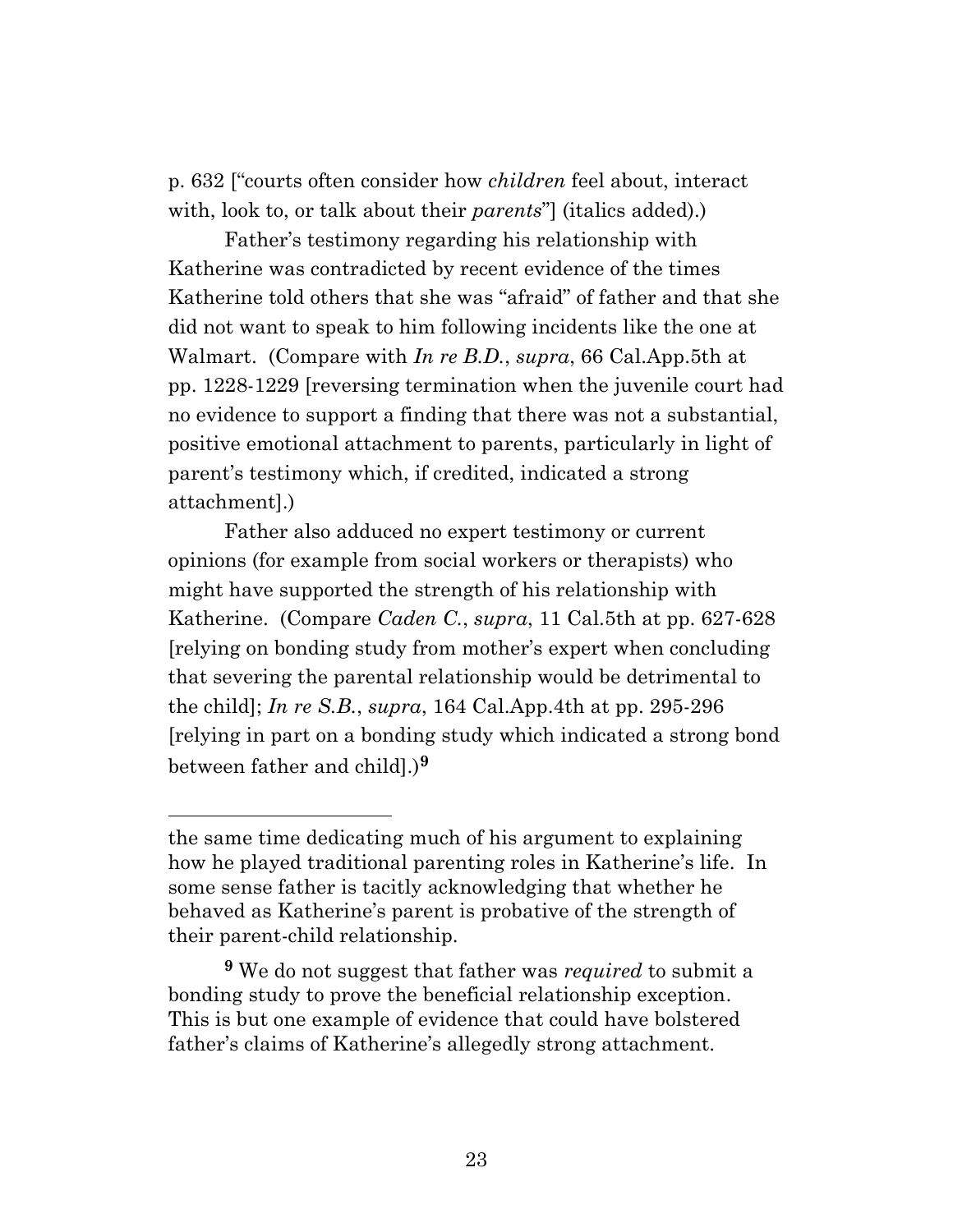p. 632 ["courts often consider how *children* feel about, interact with, look to, or talk about their *parents*"] (italics added).)

Father's testimony regarding his relationship with Katherine was contradicted by recent evidence of the times Katherine told others that she was "afraid" of father and that she did not want to speak to him following incidents like the one at Walmart. (Compare with *In re B.D.*, *supra*, 66 Cal.App.5th at pp. 1228-1229 [reversing termination when the juvenile court had no evidence to support a finding that there was not a substantial, positive emotional attachment to parents, particularly in light of parent's testimony which, if credited, indicated a strong attachment].)

Father also adduced no expert testimony or current opinions (for example from social workers or therapists) who might have supported the strength of his relationship with Katherine. (Compare *Caden C.*, *supra*, 11 Cal.5th at pp. 627-628 [relying on bonding study from mother's expert when concluding that severing the parental relationship would be detrimental to the child]; *In re S.B.*, *supra*, 164 Cal.App.4th at pp. 295-296 [relying in part on a bonding study which indicated a strong bond between father and child].)[9]

---

the same time dedicating much of his argument to explaining how he played traditional parenting roles in Katherine's life. In some sense father is tacitly acknowledging that whether he behaved as Katherine's parent is probative of the strength of their parent-child relationship.

[9] We do not suggest that father was *required* to submit a bonding study to prove the beneficial relationship exception. This is but one example of evidence that could have bolstered father's claims of Katherine's allegedly strong attachment.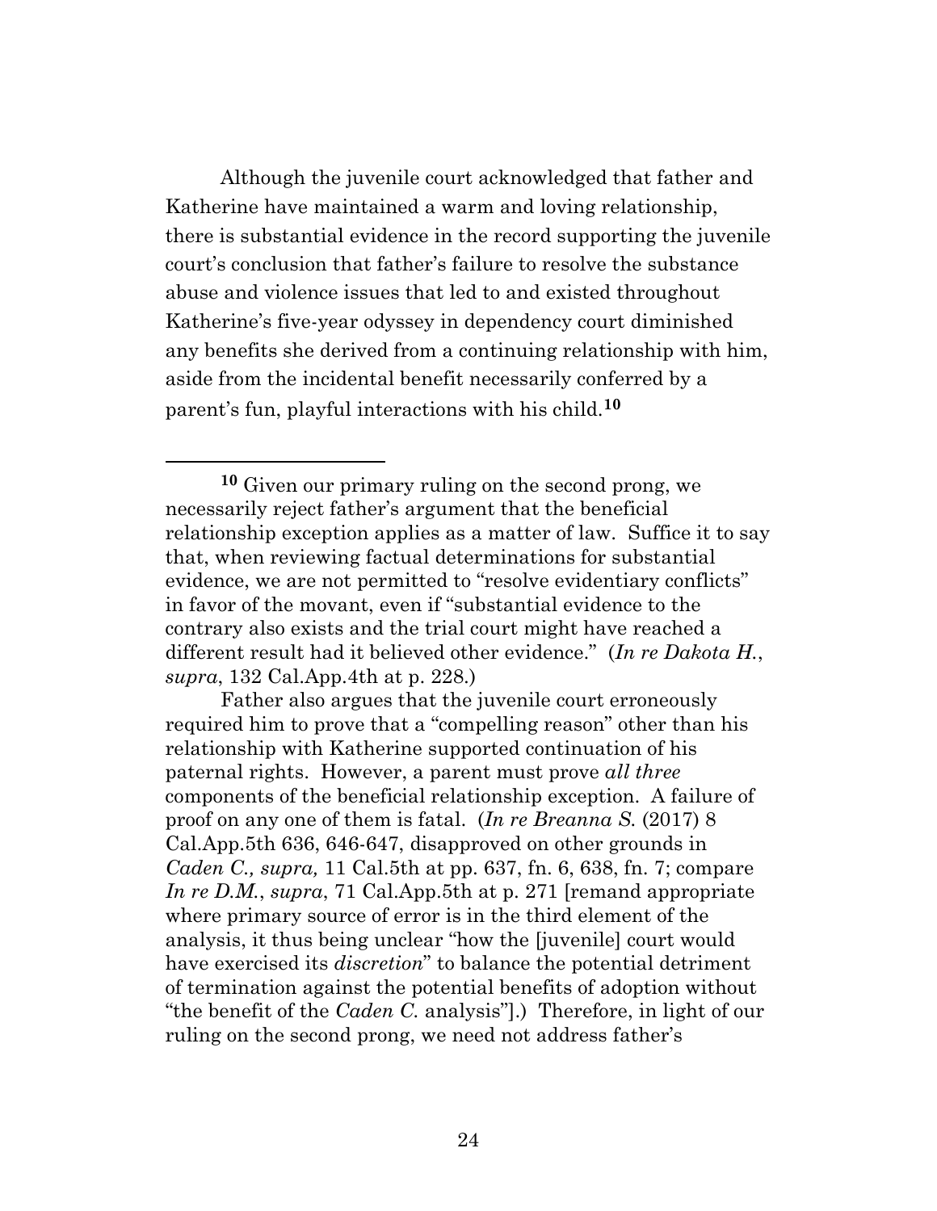Although the juvenile court acknowledged that father and Katherine have maintained a warm and loving relationship, there is substantial evidence in the record supporting the juvenile court's conclusion that father's failure to resolve the substance abuse and violence issues that led to and existed throughout Katherine's five-year odyssey in dependency court diminished any benefits she derived from a continuing relationship with him, aside from the incidental benefit necessarily conferred by a parent's fun, playful interactions with his child.[10]

---

[10] Given our primary ruling on the second prong, we necessarily reject father's argument that the beneficial relationship exception applies as a matter of law. Suffice it to say that, when reviewing factual determinations for substantial evidence, we are not permitted to "resolve evidentiary conflicts" in favor of the movant, even if "substantial evidence to the contrary also exists and the trial court might have reached a different result had it believed other evidence." (*In re Dakota H.*, *supra*, 132 Cal.App.4th at p. 228.)

Father also argues that the juvenile court erroneously required him to prove that a "compelling reason" other than his relationship with Katherine supported continuation of his paternal rights. However, a parent must prove *all three* components of the beneficial relationship exception. A failure of proof on any one of them is fatal. (*In re Breanna S.* (2017) 8 Cal.App.5th 636, 646-647, disapproved on other grounds in *Caden C., supra,* 11 Cal.5th at pp. 637, fn. 6, 638, fn. 7; compare *In re D.M.*, *supra*, 71 Cal.App.5th at p. 271 [remand appropriate where primary source of error is in the third element of the analysis, it thus being unclear "how the [juvenile] court would have exercised its *discretion*" to balance the potential detriment of termination against the potential benefits of adoption without "the benefit of the *Caden C.* analysis"].) Therefore, in light of our ruling on the second prong, we need not address father's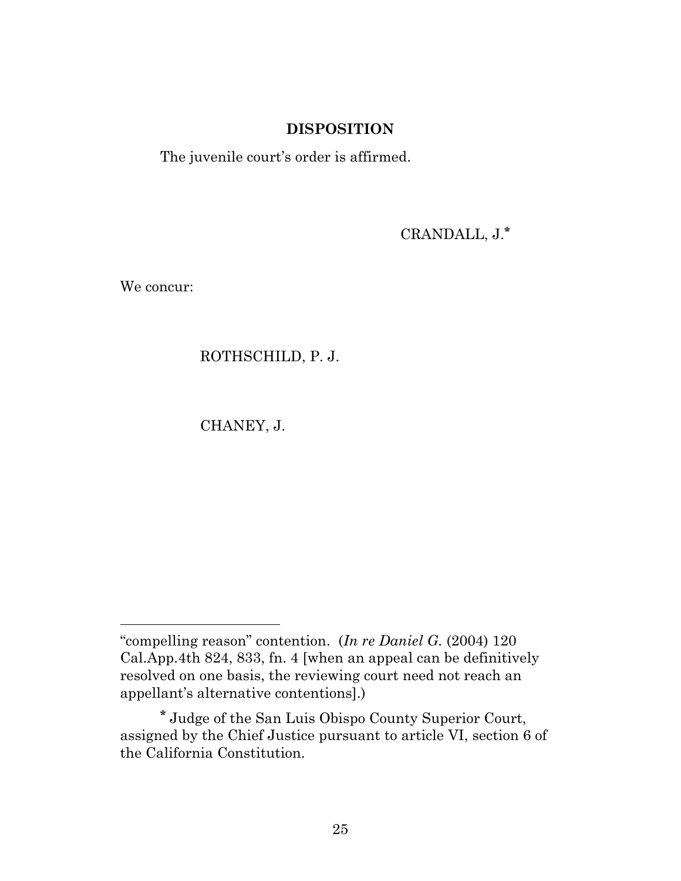## DISPOSITION

The juvenile court's order is affirmed.

CRANDALL, J.*

We concur:

ROTHSCHILD, P. J.

CHANEY, J.

---

"compelling reason" contention. (*In re Daniel G.* (2004) 120 Cal.App.4th 824, 833, fn. 4 [when an appeal can be definitively resolved on one basis, the reviewing court need not reach an appellant's alternative contentions].)

* Judge of the San Luis Obispo County Superior Court, assigned by the Chief Justice pursuant to article VI, section 6 of the California Constitution.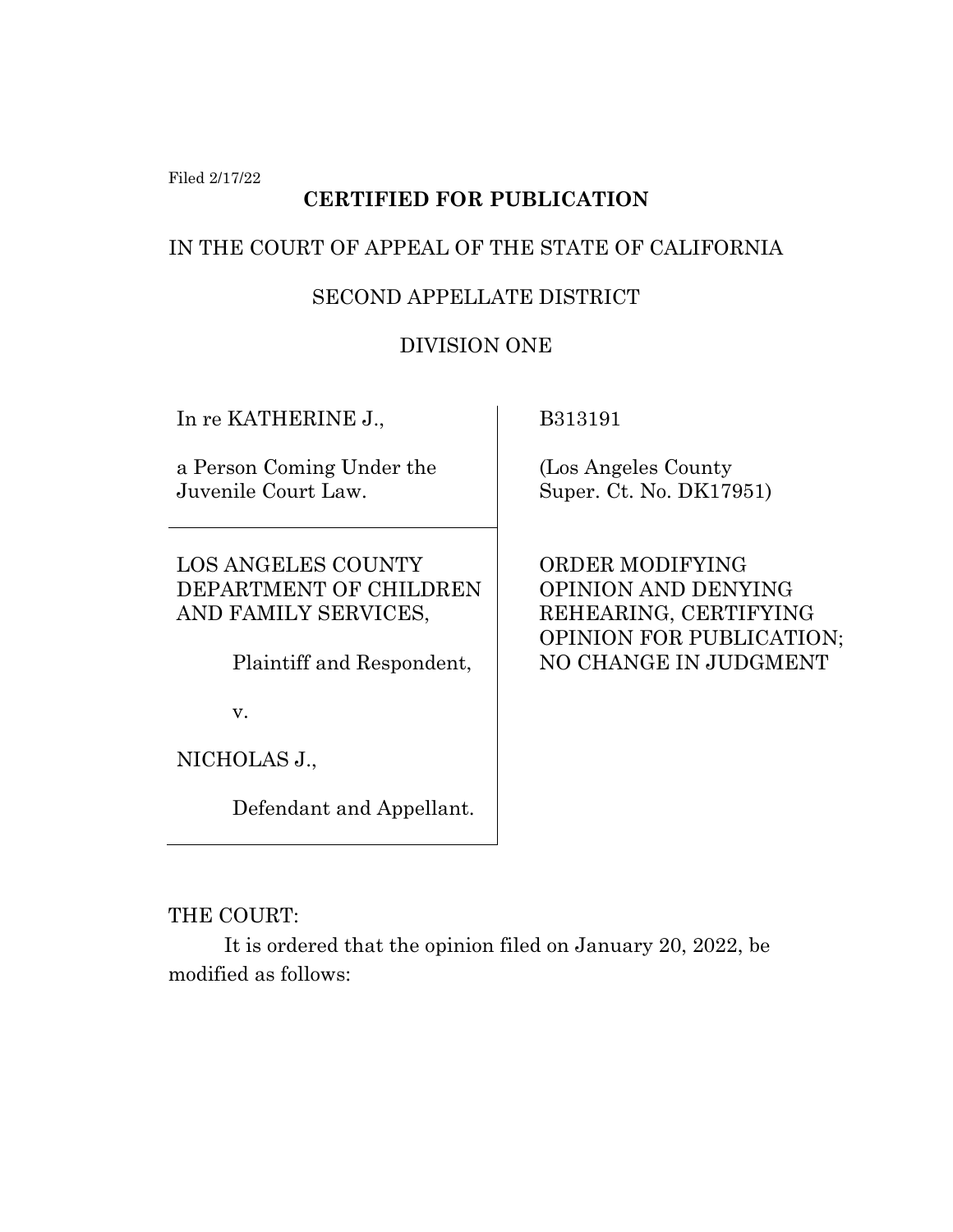Filed 2/17/22

**CERTIFIED FOR PUBLICATION**

IN THE COURT OF APPEAL OF THE STATE OF CALIFORNIA

SECOND APPELLATE DISTRICT

DIVISION ONE

| | |
|---|---|
| In re KATHERINE J., a Person Coming Under the Juvenile Court Law. | B313191 (Los Angeles County Super. Ct. No. DK17951) |
| LOS ANGELES COUNTY DEPARTMENT OF CHILDREN AND FAMILY SERVICES, Plaintiff and Respondent, v. NICHOLAS J., Defendant and Appellant. | ORDER MODIFYING OPINION AND DENYING REHEARING, CERTIFYING OPINION FOR PUBLICATION; NO CHANGE IN JUDGMENT |

THE COURT:

It is ordered that the opinion filed on January 20, 2022, be modified as follows: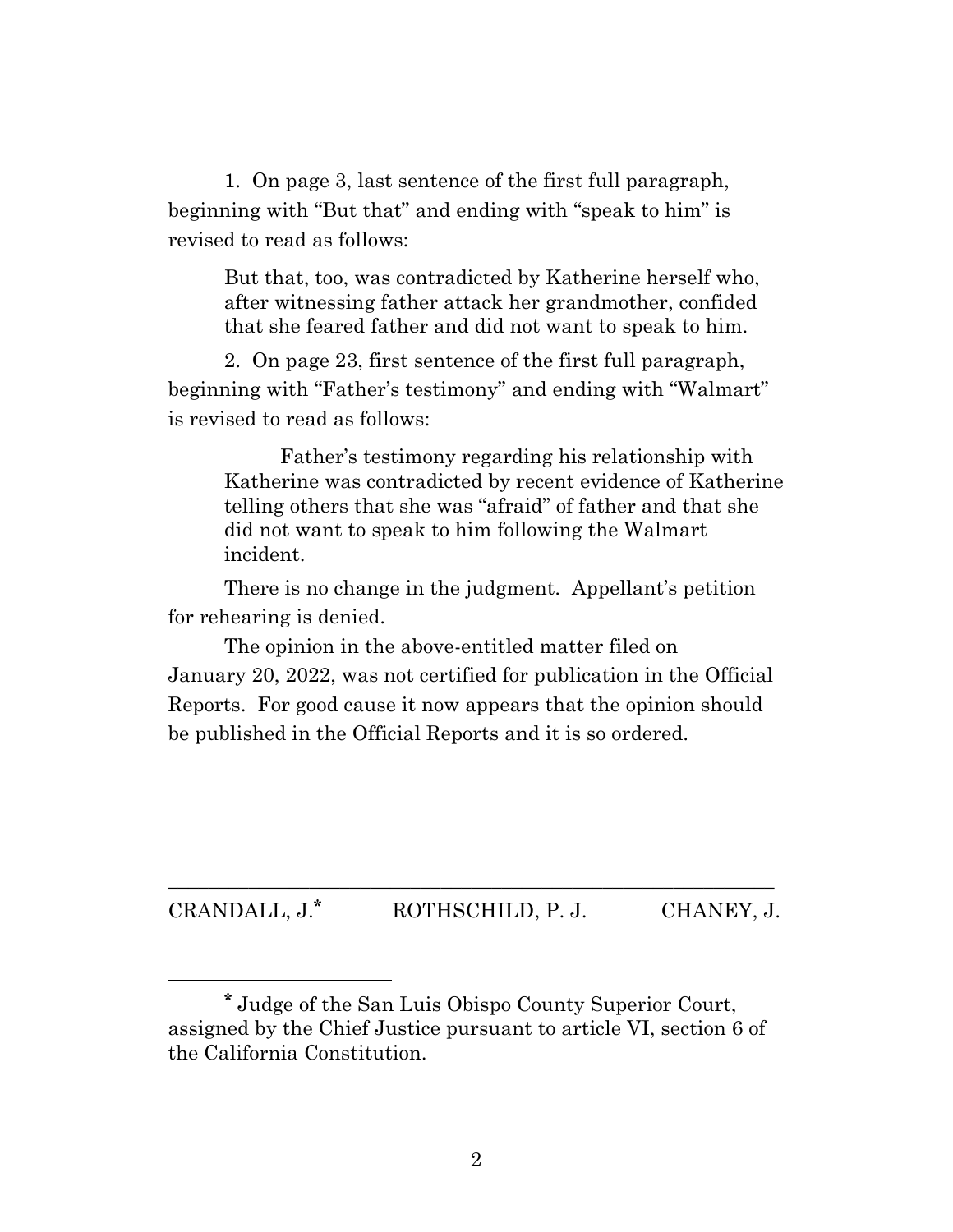1. On page 3, last sentence of the first full paragraph, beginning with "But that" and ending with "speak to him" is revised to read as follows:

> But that, too, was contradicted by Katherine herself who, after witnessing father attack her grandmother, confided that she feared father and did not want to speak to him.

2. On page 23, first sentence of the first full paragraph, beginning with "Father's testimony" and ending with "Walmart" is revised to read as follows:

> Father's testimony regarding his relationship with Katherine was contradicted by recent evidence of Katherine telling others that she was "afraid" of father and that she did not want to speak to him following the Walmart incident.

There is no change in the judgment. Appellant's petition for rehearing is denied.

The opinion in the above-entitled matter filed on January 20, 2022, was not certified for publication in the Official Reports. For good cause it now appears that the opinion should be published in the Official Reports and it is so ordered.

---

CRANDALL, J.* ROTHSCHILD, P. J. CHANEY, J.

---

\* Judge of the San Luis Obispo County Superior Court, assigned by the Chief Justice pursuant to article VI, section 6 of the California Constitution.